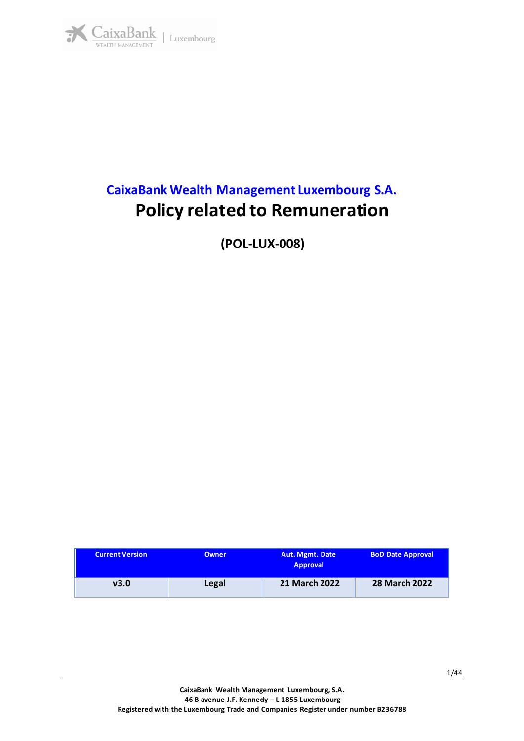# CaixaBank Wealth Management Luxembourg S.A.

# Policy related to Remuneration

**(POL-LUX-008)**

| Current Version | Owner | Aut. Mgmt. Date Approval | BoD Date Approval |
|---|---|---|---|
| v3.0 | Legal | 21 March 2022 | 28 March 2022 |

CaixaBank Wealth Management Luxembourg, S.A.
46 B avenue J.F. Kennedy – L-1855 Luxembourg
Registered with the Luxembourg Trade and Companies Register under number B236788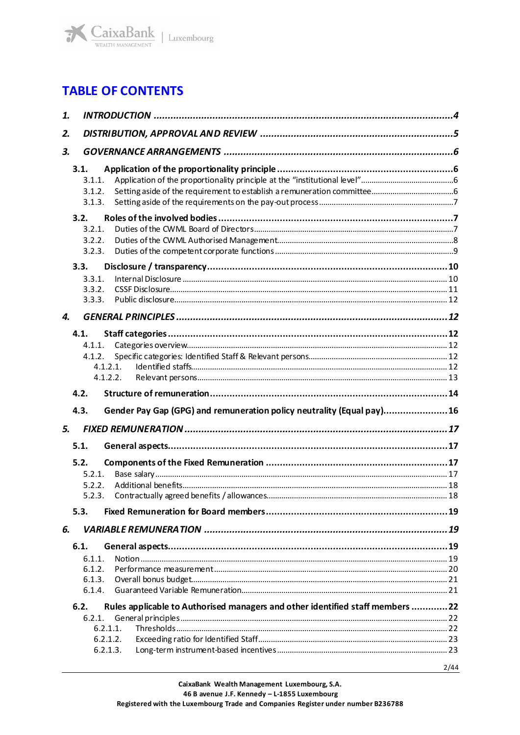# TABLE OF CONTENTS

1. INTRODUCTION ....................................................................................................4
2. DISTRIBUTION, APPROVAL AND REVIEW ....................................................................5
3. GOVERNANCE ARRANGEMENTS ...............................................................................6
   - 3.1. Application of the proportionality principle ..............................................................6
     - 3.1.1. Application of the proportionality principle at the "institutional level" ......................................6
     - 3.1.2. Setting aside of the requirement to establish a remuneration committee ......................................6
     - 3.1.3. Setting aside of the requirements on the pay-out process ...................................................7
   - 3.2. Roles of the involved bodies ..................................................................................7
     - 3.2.1. Duties of the CWML Board of Directors .......................................................................7
     - 3.2.2. Duties of the CWML Authorised Management ..................................................................8
     - 3.2.3. Duties of the competent corporate functions .................................................................9
   - 3.3. Disclosure / transparency .....................................................................................10
     - 3.3.1. Internal Disclosure ...........................................................................................10
     - 3.3.2. CSSF Disclosure ...............................................................................................11
     - 3.3.3. Public disclosure ..............................................................................................12
4. GENERAL PRINCIPLES ............................................................................................12
   - 4.1. Staff categories ...............................................................................................12
     - 4.1.1. Categories overview ...........................................................................................12
     - 4.1.2. Specific categories: Identified Staff & Relevant persons ....................................................12
       - 4.1.2.1. Identified staffs ..........................................................................................12
       - 4.1.2.2. Relevant persons ..........................................................................................13
   - 4.2. Structure of remuneration .....................................................................................14
   - 4.3. Gender Pay Gap (GPG) and remuneration policy neutrality (Equal pay) .........................................16
5. FIXED REMUNERATION ...........................................................................................17
   - 5.1. General aspects ................................................................................................17
   - 5.2. Components of the Fixed Remuneration ............................................................................17
     - 5.2.1. Base salary ....................................................................................................17
     - 5.2.2. Additional benefits ............................................................................................18
     - 5.2.3. Contractually agreed benefits / allowances ....................................................................18
   - 5.3. Fixed Remuneration for Board members ..............................................................................19
6. VARIABLE REMUNERATION .........................................................................................19
   - 6.1. General aspects ................................................................................................19
     - 6.1.1. Notion .........................................................................................................19
     - 6.1.2. Performance measurement ........................................................................................20
     - 6.1.3. Overall bonus budget ...........................................................................................21
     - 6.1.4. Guaranteed Variable Remuneration ...............................................................................21
   - 6.2. Rules applicable to Authorised managers and other identified staff members ...................................22
     - 6.2.1. General principles .............................................................................................22
       - 6.2.1.1. Thresholds ................................................................................................22
       - 6.2.1.2. Exceeding ratio for Identified Staff ......................................................................23
       - 6.2.1.3. Long-term instrument-based incentives .....................................................................23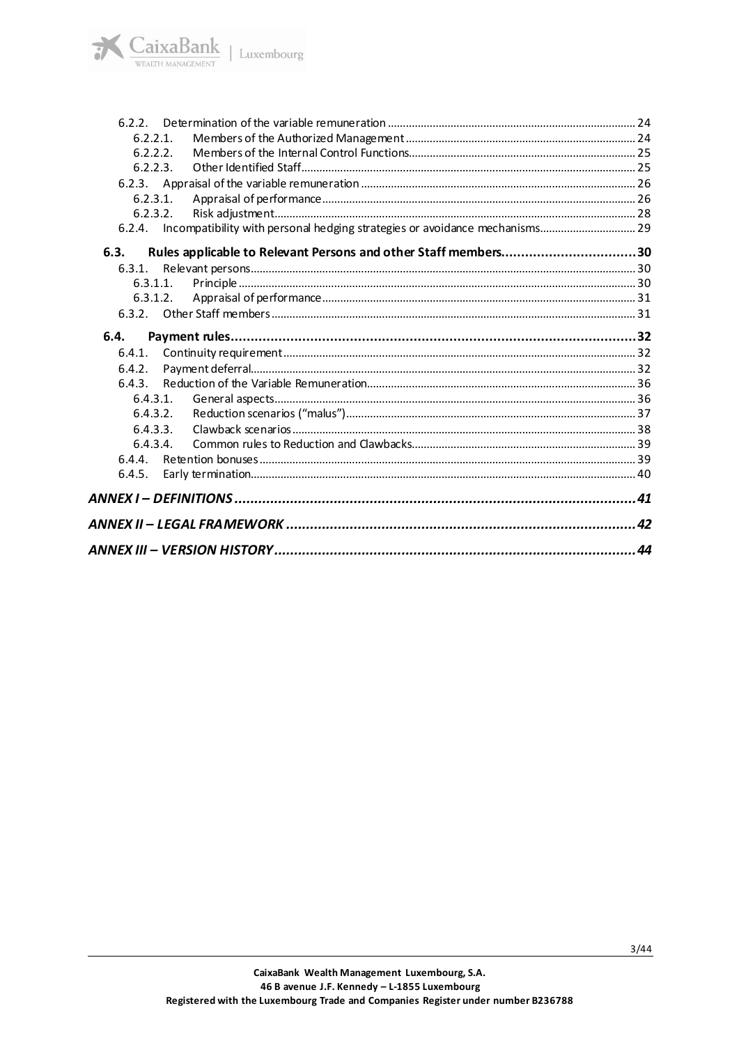6.2.2. Determination of the variable remuneration ... 24

6.2.2.1. Members of the Authorized Management ... 24

6.2.2.2. Members of the Internal Control Functions ... 25

6.2.2.3. Other Identified Staff ... 25

6.2.3. Appraisal of the variable remuneration ... 26

6.2.3.1. Appraisal of performance ... 26

6.2.3.2. Risk adjustment ... 28

6.2.4. Incompatibility with personal hedging strategies or avoidance mechanisms ... 29

**6.3. Rules applicable to Relevant Persons and other Staff members ... 30**

6.3.1. Relevant persons ... 30

6.3.1.1. Principle ... 30

6.3.1.2. Appraisal of performance ... 31

6.3.2. Other Staff members ... 31

**6.4. Payment rules ... 32**

6.4.1. Continuity requirement ... 32

6.4.2. Payment deferral ... 32

6.4.3. Reduction of the Variable Remuneration ... 36

6.4.3.1. General aspects ... 36

6.4.3.2. Reduction scenarios ("malus") ... 37

6.4.3.3. Clawback scenarios ... 38

6.4.3.4. Common rules to Reduction and Clawbacks ... 39

6.4.4. Retention bonuses ... 39

6.4.5. Early termination ... 40

***ANNEX I – DEFINITIONS ... 41***

***ANNEX II – LEGAL FRAMEWORK ... 42***

***ANNEX III – VERSION HISTORY ... 44***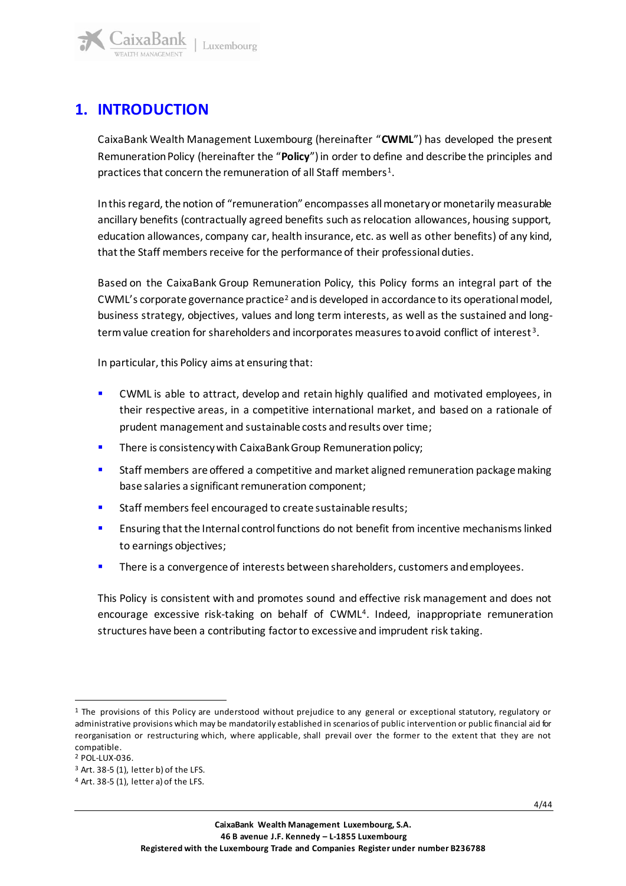# 1. INTRODUCTION

CaixaBank Wealth Management Luxembourg (hereinafter "**CWML**") has developed the present Remuneration Policy (hereinafter the "**Policy**") in order to define and describe the principles and practices that concern the remuneration of all Staff members[1].

In this regard, the notion of "remuneration" encompasses all monetary or monetarily measurable ancillary benefits (contractually agreed benefits such as relocation allowances, housing support, education allowances, company car, health insurance, etc. as well as other benefits) of any kind, that the Staff members receive for the performance of their professional duties.

Based on the CaixaBank Group Remuneration Policy, this Policy forms an integral part of the CWML's corporate governance practice[2] and is developed in accordance to its operational model, business strategy, objectives, values and long term interests, as well as the sustained and long-term value creation for shareholders and incorporates measures to avoid conflict of interest[3].

In particular, this Policy aims at ensuring that:

- CWML is able to attract, develop and retain highly qualified and motivated employees, in their respective areas, in a competitive international market, and based on a rationale of prudent management and sustainable costs and results over time;
- There is consistency with CaixaBank Group Remuneration policy;
- Staff members are offered a competitive and market aligned remuneration package making base salaries a significant remuneration component;
- Staff members feel encouraged to create sustainable results;
- Ensuring that the Internal control functions do not benefit from incentive mechanisms linked to earnings objectives;
- There is a convergence of interests between shareholders, customers and employees.

This Policy is consistent with and promotes sound and effective risk management and does not encourage excessive risk-taking on behalf of CWML[4]. Indeed, inappropriate remuneration structures have been a contributing factor to excessive and imprudent risk taking.

---

[1] The provisions of this Policy are understood without prejudice to any general or exceptional statutory, regulatory or administrative provisions which may be mandatorily established in scenarios of public intervention or public financial aid for reorganisation or restructuring which, where applicable, shall prevail over the former to the extent that they are not compatible.

[2] POL-LUX-036.

[3] Art. 38-5 (1), letter b) of the LFS.

[4] Art. 38-5 (1), letter a) of the LFS.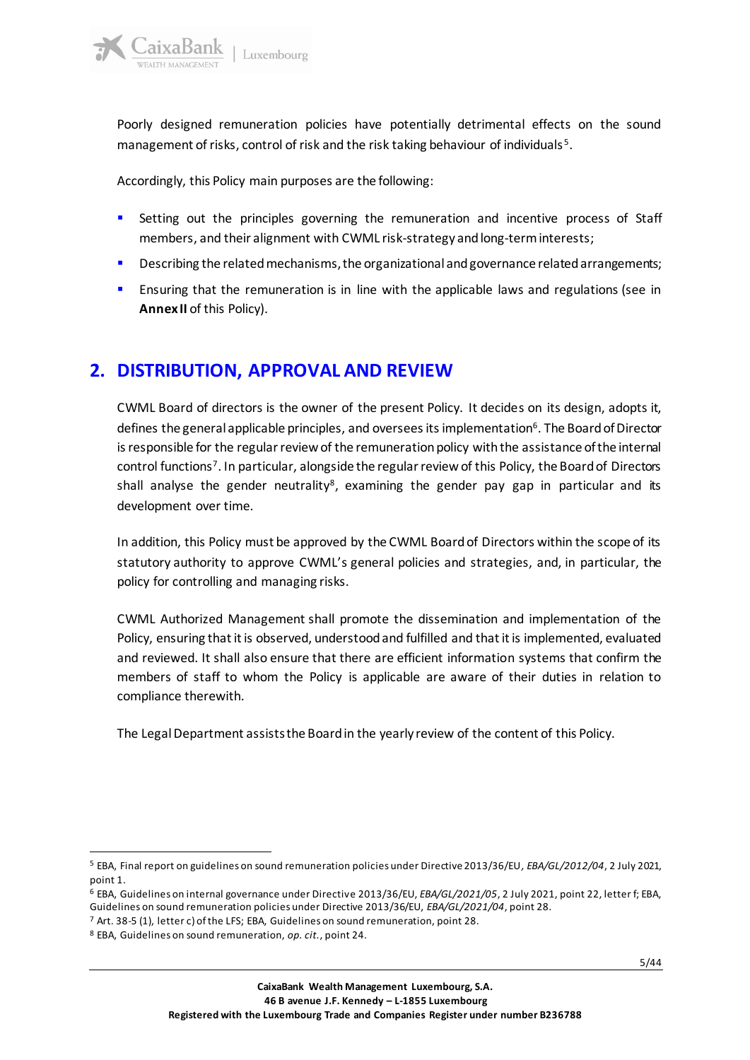Poorly designed remuneration policies have potentially detrimental effects on the sound management of risks, control of risk and the risk taking behaviour of individuals[5].

Accordingly, this Policy main purposes are the following:

- Setting out the principles governing the remuneration and incentive process of Staff members, and their alignment with CWML risk-strategy and long-term interests;
- Describing the related mechanisms, the organizational and governance related arrangements;
- Ensuring that the remuneration is in line with the applicable laws and regulations (see in **Annex II** of this Policy).

## 2. DISTRIBUTION, APPROVAL AND REVIEW

CWML Board of directors is the owner of the present Policy. It decides on its design, adopts it, defines the general applicable principles, and oversees its implementation[6]. The Board of Director is responsible for the regular review of the remuneration policy with the assistance of the internal control functions[7]. In particular, alongside the regular review of this Policy, the Board of Directors shall analyse the gender neutrality[8], examining the gender pay gap in particular and its development over time.

In addition, this Policy must be approved by the CWML Board of Directors within the scope of its statutory authority to approve CWML's general policies and strategies, and, in particular, the policy for controlling and managing risks.

CWML Authorized Management shall promote the dissemination and implementation of the Policy, ensuring that it is observed, understood and fulfilled and that it is implemented, evaluated and reviewed. It shall also ensure that there are efficient information systems that confirm the members of staff to whom the Policy is applicable are aware of their duties in relation to compliance therewith.

The Legal Department assists the Board in the yearly review of the content of this Policy.

---

[5] EBA, Final report on guidelines on sound remuneration policies under Directive 2013/36/EU, *EBA/GL/2012/04*, 2 July 2021, point 1.

[6] EBA, Guidelines on internal governance under Directive 2013/36/EU, *EBA/GL/2021/05*, 2 July 2021, point 22, letter f; EBA, Guidelines on sound remuneration policies under Directive 2013/36/EU, *EBA/GL/2021/04*, point 28.

[7] Art. 38-5 (1), letter c) of the LFS; EBA, Guidelines on sound remuneration, point 28.

[8] EBA, Guidelines on sound remuneration, *op. cit.*, point 24.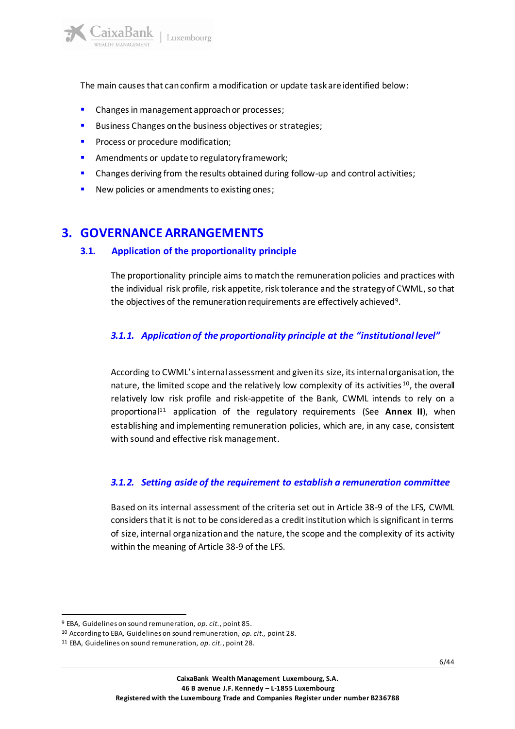The main causes that can confirm a modification or update task are identified below:

- Changes in management approach or processes;
- Business Changes on the business objectives or strategies;
- Process or procedure modification;
- Amendments or update to regulatory framework;
- Changes deriving from the results obtained during follow-up and control activities;
- New policies or amendments to existing ones;

# 3. GOVERNANCE ARRANGEMENTS

## 3.1. Application of the proportionality principle

The proportionality principle aims to match the remuneration policies and practices with the individual risk profile, risk appetite, risk tolerance and the strategy of CWML, so that the objectives of the remuneration requirements are effectively achieved[9].

### *3.1.1. Application of the proportionality principle at the "institutional level"*

According to CWML's internal assessment and given its size, its internal organisation, the nature, the limited scope and the relatively low complexity of its activities[10], the overall relatively low risk profile and risk-appetite of the Bank, CWML intends to rely on a proportional[11] application of the regulatory requirements (See **Annex II**), when establishing and implementing remuneration policies, which are, in any case, consistent with sound and effective risk management.

### *3.1.2. Setting aside of the requirement to establish a remuneration committee*

Based on its internal assessment of the criteria set out in Article 38-9 of the LFS, CWML considers that it is not to be considered as a credit institution which is significant in terms of size, internal organization and the nature, the scope and the complexity of its activity within the meaning of Article 38-9 of the LFS.

---

[9] EBA, Guidelines on sound remuneration, *op. cit.*, point 85.

[10] According to EBA, Guidelines on sound remuneration, *op. cit.,* point 28.

[11] EBA, Guidelines on sound remuneration, *op. cit.*, point 28.

**CaixaBank Wealth Management Luxembourg, S.A.**
**46 B avenue J.F. Kennedy – L-1855 Luxembourg**
**Registered with the Luxembourg Trade and Companies Register under number B236788**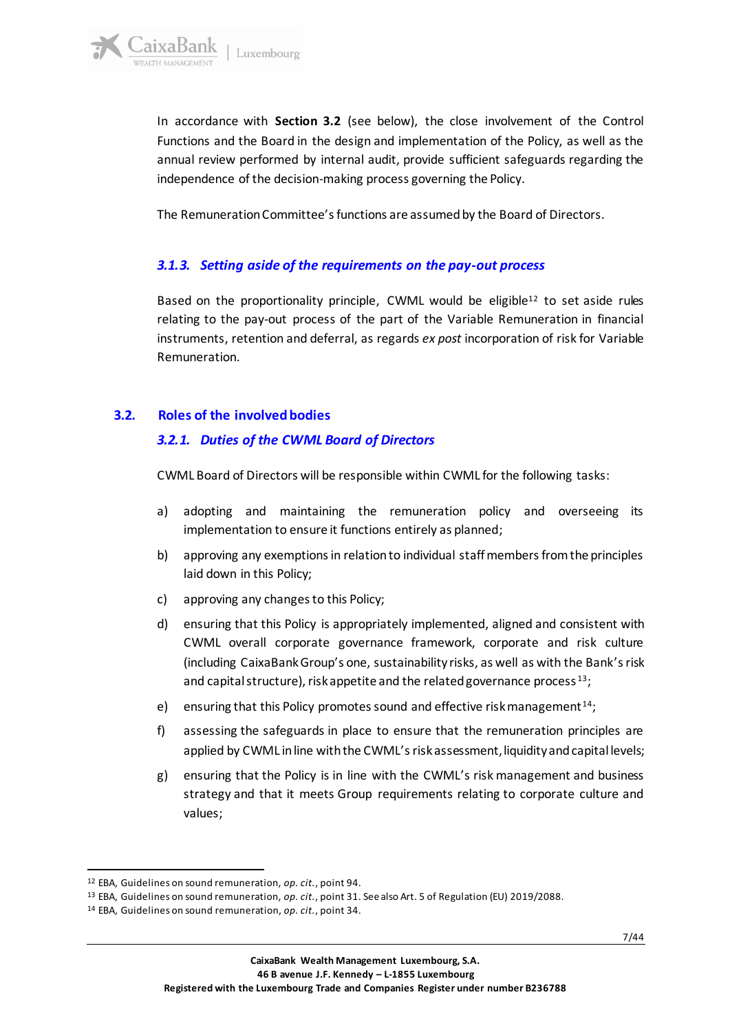In accordance with **Section 3.2** (see below), the close involvement of the Control Functions and the Board in the design and implementation of the Policy, as well as the annual review performed by internal audit, provide sufficient safeguards regarding the independence of the decision-making process governing the Policy.

The Remuneration Committee's functions are assumed by the Board of Directors.

#### *3.1.3. Setting aside of the requirements on the pay-out process*

Based on the proportionality principle, CWML would be eligible[12] to set aside rules relating to the pay-out process of the part of the Variable Remuneration in financial instruments, retention and deferral, as regards *ex post* incorporation of risk for Variable Remuneration.

### 3.2. Roles of the involved bodies

#### *3.2.1. Duties of the CWML Board of Directors*

CWML Board of Directors will be responsible within CWML for the following tasks:

a) adopting and maintaining the remuneration policy and overseeing its implementation to ensure it functions entirely as planned;

b) approving any exemptions in relation to individual staff members from the principles laid down in this Policy;

c) approving any changes to this Policy;

d) ensuring that this Policy is appropriately implemented, aligned and consistent with CWML overall corporate governance framework, corporate and risk culture (including CaixaBank Group's one, sustainability risks, as well as with the Bank's risk and capital structure), risk appetite and the related governance process[13];

e) ensuring that this Policy promotes sound and effective risk management[14];

f) assessing the safeguards in place to ensure that the remuneration principles are applied by CWML in line with the CWML's risk assessment, liquidity and capital levels;

g) ensuring that the Policy is in line with the CWML's risk management and business strategy and that it meets Group requirements relating to corporate culture and values;

---

[12] EBA, Guidelines on sound remuneration, *op. cit.*, point 94.

[13] EBA, Guidelines on sound remuneration, *op. cit.*, point 31. See also Art. 5 of Regulation (EU) 2019/2088.

[14] EBA, Guidelines on sound remuneration, *op. cit.*, point 34.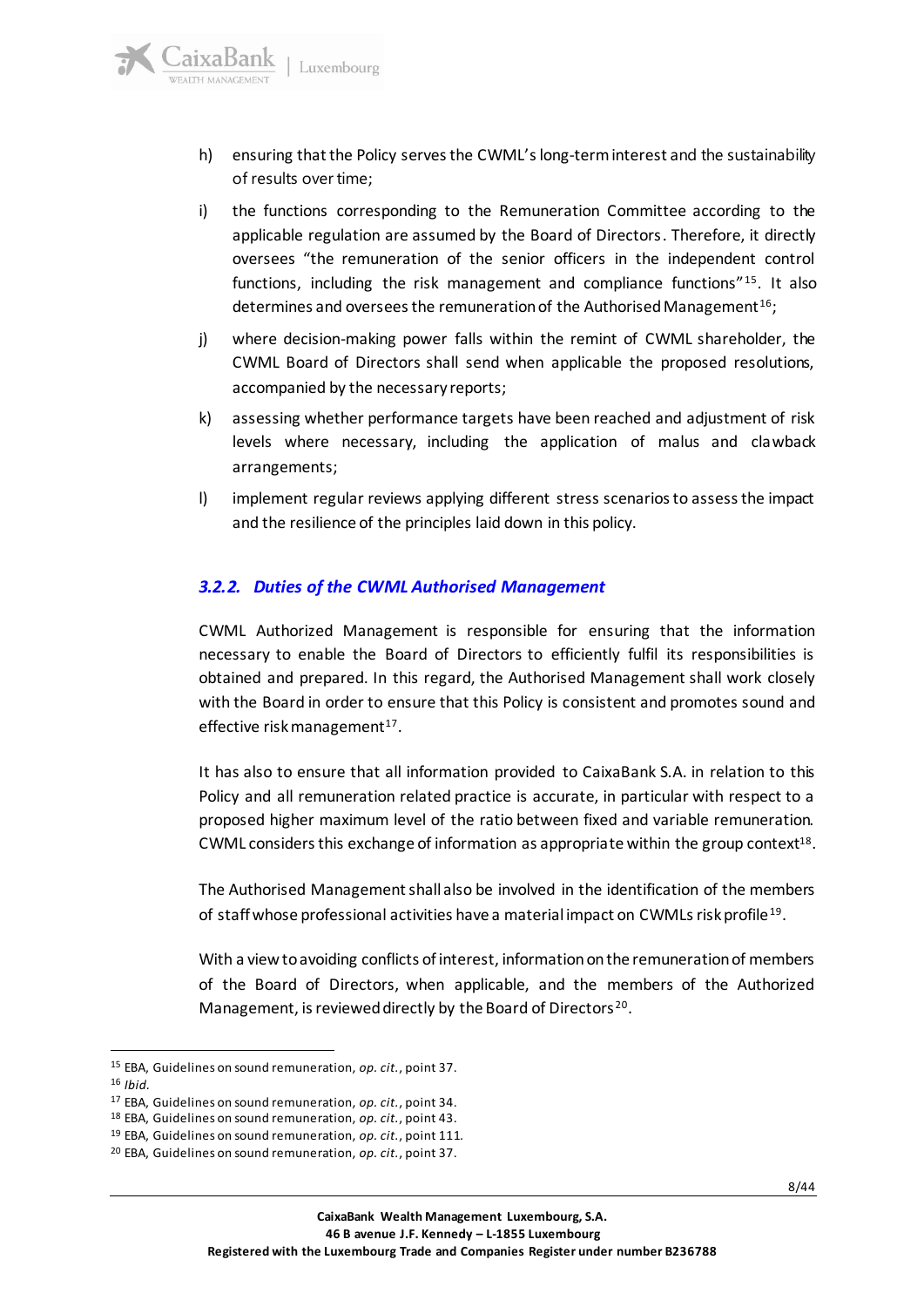h) ensuring that the Policy serves the CWML's long-term interest and the sustainability of results over time;

i) the functions corresponding to the Remuneration Committee according to the applicable regulation are assumed by the Board of Directors. Therefore, it directly oversees "the remuneration of the senior officers in the independent control functions, including the risk management and compliance functions"[15]. It also determines and oversees the remuneration of the Authorised Management[16];

j) where decision-making power falls within the remint of CWML shareholder, the CWML Board of Directors shall send when applicable the proposed resolutions, accompanied by the necessary reports;

k) assessing whether performance targets have been reached and adjustment of risk levels where necessary, including the application of malus and clawback arrangements;

l) implement regular reviews applying different stress scenarios to assess the impact and the resilience of the principles laid down in this policy.

### *3.2.2. Duties of the CWML Authorised Management*

CWML Authorized Management is responsible for ensuring that the information necessary to enable the Board of Directors to efficiently fulfil its responsibilities is obtained and prepared. In this regard, the Authorised Management shall work closely with the Board in order to ensure that this Policy is consistent and promotes sound and effective risk management[17].

It has also to ensure that all information provided to CaixaBank S.A. in relation to this Policy and all remuneration related practice is accurate, in particular with respect to a proposed higher maximum level of the ratio between fixed and variable remuneration. CWML considers this exchange of information as appropriate within the group context[18].

The Authorised Management shall also be involved in the identification of the members of staff whose professional activities have a material impact on CWMLs risk profile[19].

With a view to avoiding conflicts of interest, information on the remuneration of members of the Board of Directors, when applicable, and the members of the Authorized Management, is reviewed directly by the Board of Directors[20].

---

[15] EBA, Guidelines on sound remuneration, *op. cit.*, point 37.

[16] *Ibid.*

[17] EBA, Guidelines on sound remuneration, *op. cit.*, point 34.

[18] EBA, Guidelines on sound remuneration, *op. cit.*, point 43.

[19] EBA, Guidelines on sound remuneration, *op. cit.*, point 111.

[20] EBA, Guidelines on sound remuneration, *op. cit.*, point 37.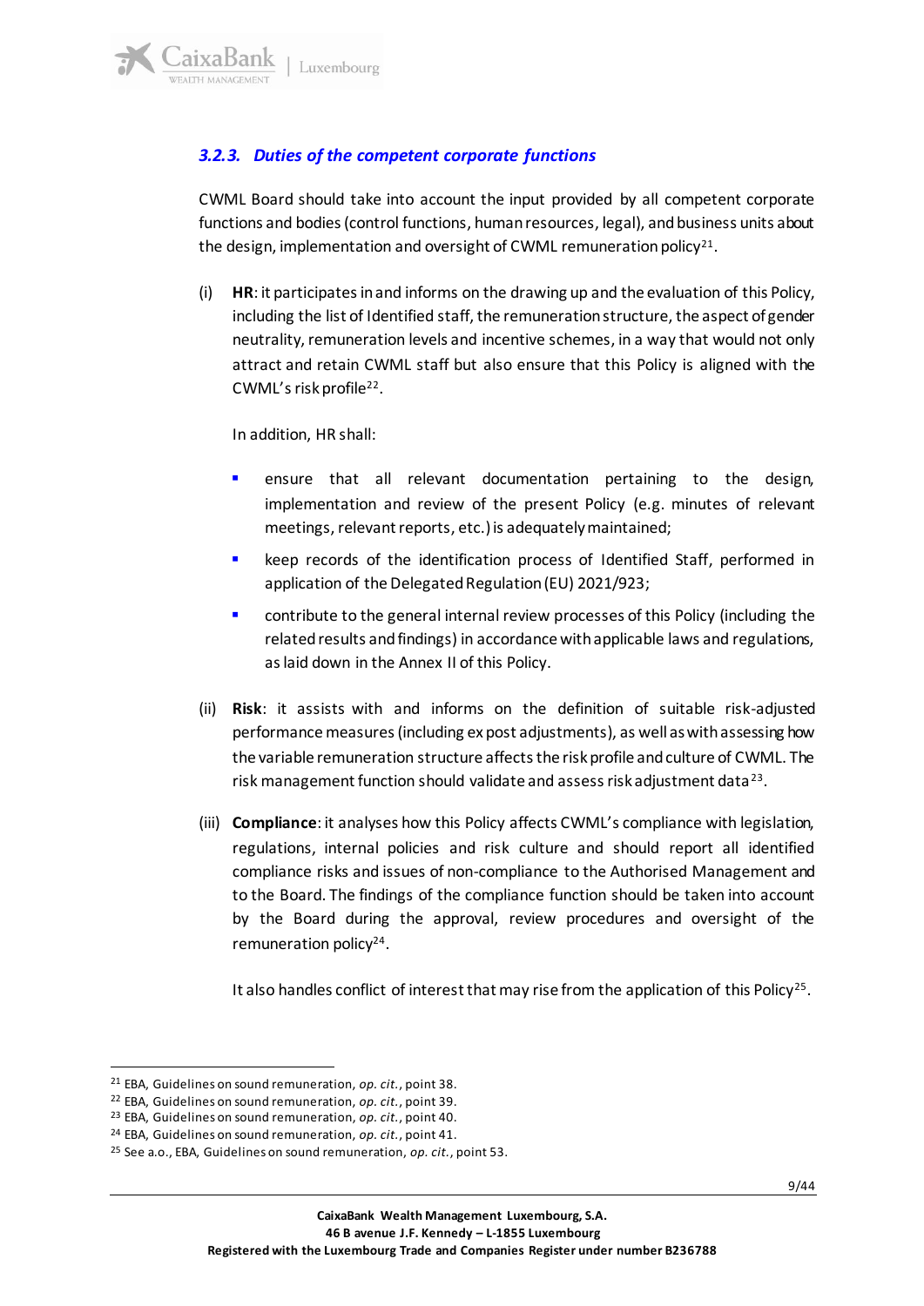### *3.2.3. Duties of the competent corporate functions*

CWML Board should take into account the input provided by all competent corporate functions and bodies (control functions, human resources, legal), and business units about the design, implementation and oversight of CWML remuneration policy[21].

(i) **HR**: it participates in and informs on the drawing up and the evaluation of this Policy, including the list of Identified staff, the remuneration structure, the aspect of gender neutrality, remuneration levels and incentive schemes, in a way that would not only attract and retain CWML staff but also ensure that this Policy is aligned with the CWML's risk profile[22].

In addition, HR shall:

- ensure that all relevant documentation pertaining to the design, implementation and review of the present Policy (e.g. minutes of relevant meetings, relevant reports, etc.) is adequately maintained;
- keep records of the identification process of Identified Staff, performed in application of the Delegated Regulation (EU) 2021/923;
- contribute to the general internal review processes of this Policy (including the related results and findings) in accordance with applicable laws and regulations, as laid down in the Annex II of this Policy.

(ii) **Risk**: it assists with and informs on the definition of suitable risk-adjusted performance measures (including ex post adjustments), as well as with assessing how the variable remuneration structure affects the risk profile and culture of CWML. The risk management function should validate and assess risk adjustment data[23].

(iii) **Compliance**: it analyses how this Policy affects CWML's compliance with legislation, regulations, internal policies and risk culture and should report all identified compliance risks and issues of non-compliance to the Authorised Management and to the Board. The findings of the compliance function should be taken into account by the Board during the approval, review procedures and oversight of the remuneration policy[24].

It also handles conflict of interest that may rise from the application of this Policy[25].

---

[21] EBA, Guidelines on sound remuneration, *op. cit.*, point 38.
[22] EBA, Guidelines on sound remuneration, *op. cit.*, point 39.
[23] EBA, Guidelines on sound remuneration, *op. cit.*, point 40.
[24] EBA, Guidelines on sound remuneration, *op. cit.*, point 41.
[25] See a.o., EBA, Guidelines on sound remuneration, *op. cit.*, point 53.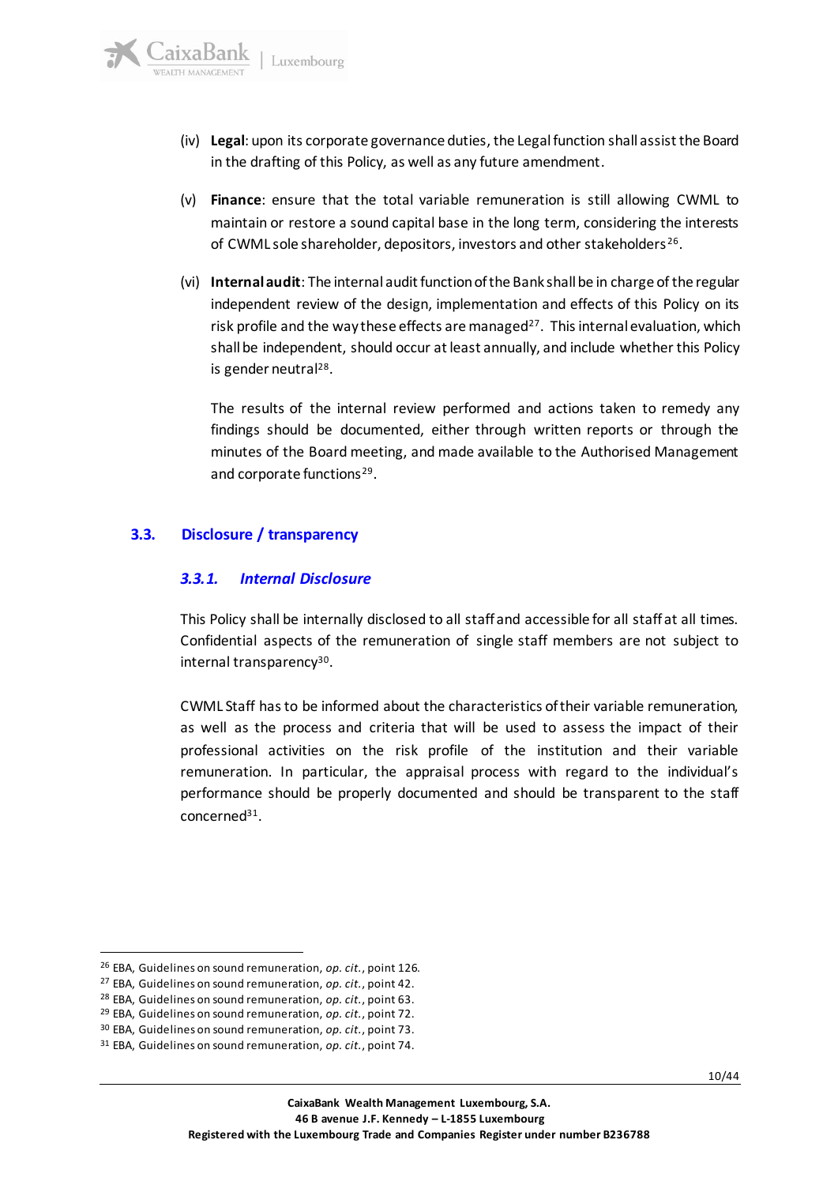(iv) **Legal**: upon its corporate governance duties, the Legal function shall assist the Board in the drafting of this Policy, as well as any future amendment.

(v) **Finance**: ensure that the total variable remuneration is still allowing CWML to maintain or restore a sound capital base in the long term, considering the interests of CWML sole shareholder, depositors, investors and other stakeholders[26].

(vi) **Internal audit**: The internal audit function of the Bank shall be in charge of the regular independent review of the design, implementation and effects of this Policy on its risk profile and the way these effects are managed[27]. This internal evaluation, which shall be independent, should occur at least annually, and include whether this Policy is gender neutral[28].

The results of the internal review performed and actions taken to remedy any findings should be documented, either through written reports or through the minutes of the Board meeting, and made available to the Authorised Management and corporate functions[29].

## 3.3. Disclosure / transparency

### *3.3.1. Internal Disclosure*

This Policy shall be internally disclosed to all staff and accessible for all staff at all times. Confidential aspects of the remuneration of single staff members are not subject to internal transparency[30].

CWML Staff has to be informed about the characteristics of their variable remuneration, as well as the process and criteria that will be used to assess the impact of their professional activities on the risk profile of the institution and their variable remuneration. In particular, the appraisal process with regard to the individual's performance should be properly documented and should be transparent to the staff concerned[31].

---

[26] EBA, Guidelines on sound remuneration, *op. cit.*, point 126.
[27] EBA, Guidelines on sound remuneration, *op. cit.*, point 42.
[28] EBA, Guidelines on sound remuneration, *op. cit.*, point 63.
[29] EBA, Guidelines on sound remuneration, *op. cit.*, point 72.
[30] EBA, Guidelines on sound remuneration, *op. cit.*, point 73.
[31] EBA, Guidelines on sound remuneration, *op. cit.*, point 74.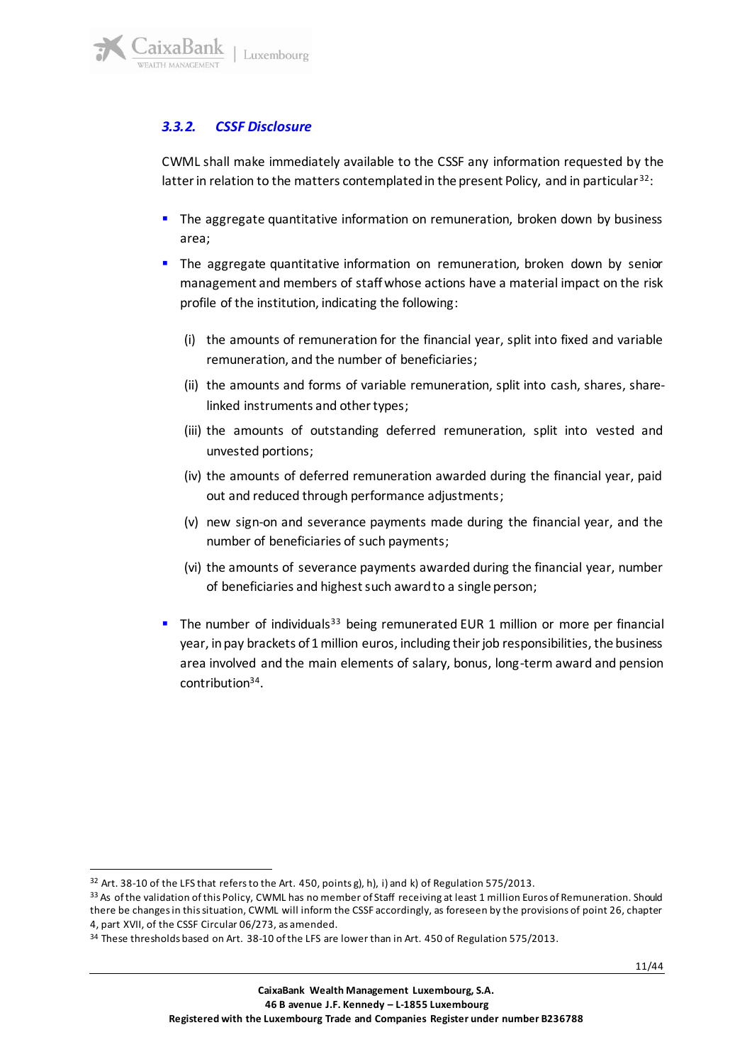### *3.3.2. CSSF Disclosure*

CWML shall make immediately available to the CSSF any information requested by the latter in relation to the matters contemplated in the present Policy, and in particular[32]:

- The aggregate quantitative information on remuneration, broken down by business area;
- The aggregate quantitative information on remuneration, broken down by senior management and members of staff whose actions have a material impact on the risk profile of the institution, indicating the following:

  (i) the amounts of remuneration for the financial year, split into fixed and variable remuneration, and the number of beneficiaries;

  (ii) the amounts and forms of variable remuneration, split into cash, shares, share-linked instruments and other types;

  (iii) the amounts of outstanding deferred remuneration, split into vested and unvested portions;

  (iv) the amounts of deferred remuneration awarded during the financial year, paid out and reduced through performance adjustments;

  (v) new sign-on and severance payments made during the financial year, and the number of beneficiaries of such payments;

  (vi) the amounts of severance payments awarded during the financial year, number of beneficiaries and highest such award to a single person;

- The number of individuals[33] being remunerated EUR 1 million or more per financial year, in pay brackets of 1 million euros, including their job responsibilities, the business area involved and the main elements of salary, bonus, long-term award and pension contribution[34].

---

[32] Art. 38-10 of the LFS that refers to the Art. 450, points g), h), i) and k) of Regulation 575/2013.

[33] As of the validation of this Policy, CWML has no member of Staff receiving at least 1 million Euros of Remuneration. Should there be changes in this situation, CWML will inform the CSSF accordingly, as foreseen by the provisions of point 26, chapter 4, part XVII, of the CSSF Circular 06/273, as amended.

[34] These thresholds based on Art. 38-10 of the LFS are lower than in Art. 450 of Regulation 575/2013.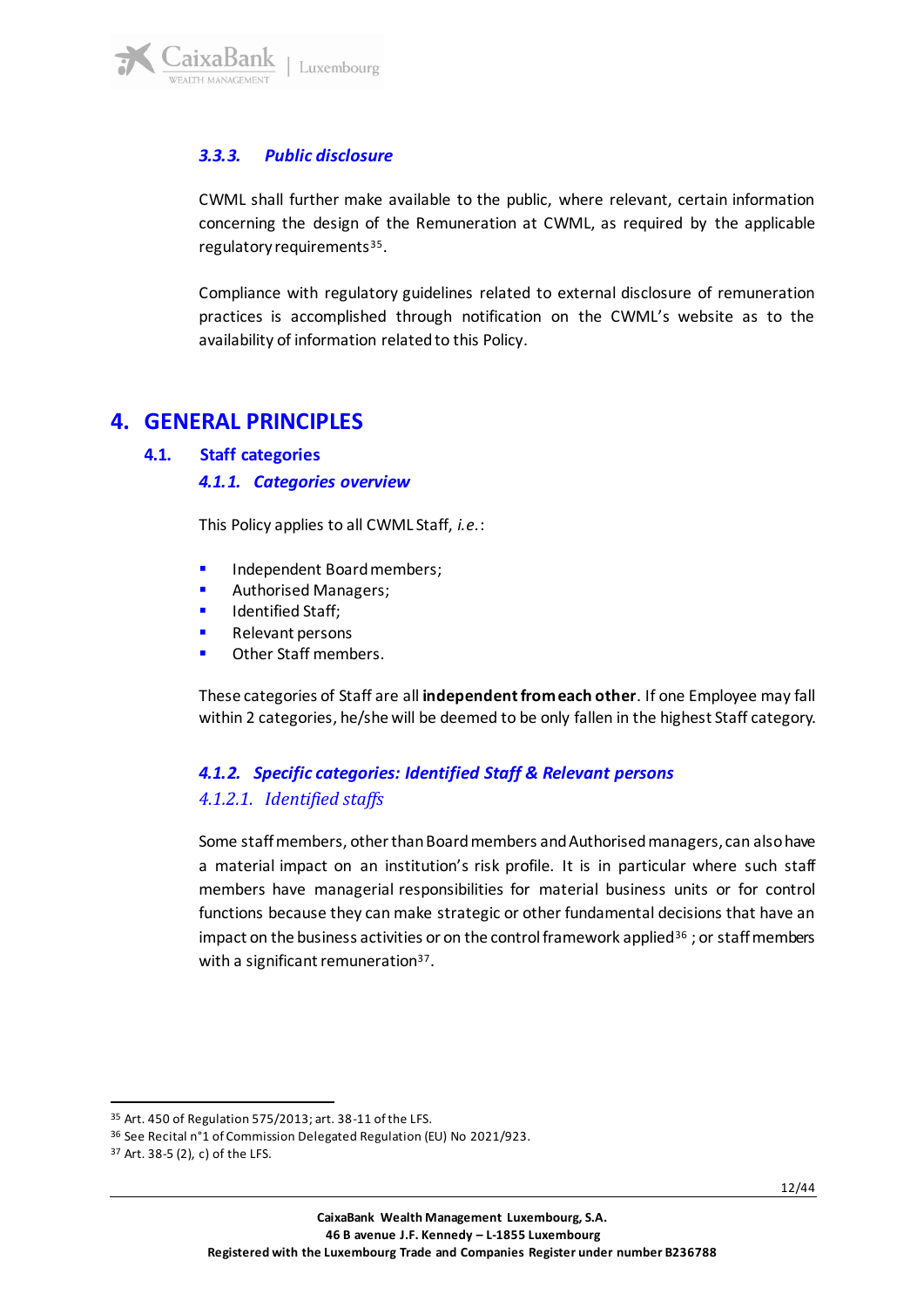### 3.3.3. Public disclosure

CWML shall further make available to the public, where relevant, certain information concerning the design of the Remuneration at CWML, as required by the applicable regulatory requirements[35].

Compliance with regulatory guidelines related to external disclosure of remuneration practices is accomplished through notification on the CWML's website as to the availability of information related to this Policy.

# 4. GENERAL PRINCIPLES

## 4.1. Staff categories

### 4.1.1. Categories overview

This Policy applies to all CWML Staff, *i.e.*:

- Independent Board members;
- Authorised Managers;
- Identified Staff;
- Relevant persons
- Other Staff members.

These categories of Staff are all **independent from each other**. If one Employee may fall within 2 categories, he/she will be deemed to be only fallen in the highest Staff category.

### 4.1.2. Specific categories: Identified Staff & Relevant persons

#### 4.1.2.1. Identified staffs

Some staff members, other than Board members and Authorised managers, can also have a material impact on an institution's risk profile. It is in particular where such staff members have managerial responsibilities for material business units or for control functions because they can make strategic or other fundamental decisions that have an impact on the business activities or on the control framework applied[36] ; or staff members with a significant remuneration[37].

---

[35] Art. 450 of Regulation 575/2013; art. 38-11 of the LFS.

[36] See Recital n°1 of Commission Delegated Regulation (EU) No 2021/923.

[37] Art. 38-5 (2), c) of the LFS.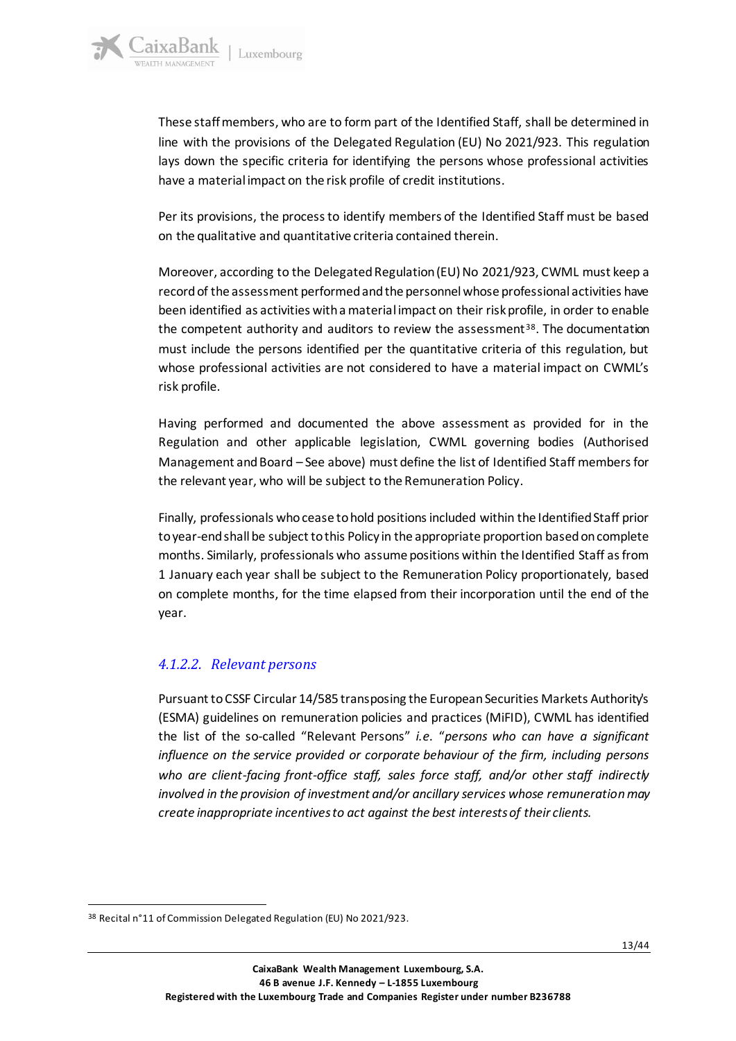These staff members, who are to form part of the Identified Staff, shall be determined in line with the provisions of the Delegated Regulation (EU) No 2021/923. This regulation lays down the specific criteria for identifying the persons whose professional activities have a material impact on the risk profile of credit institutions.

Per its provisions, the process to identify members of the Identified Staff must be based on the qualitative and quantitative criteria contained therein.

Moreover, according to the Delegated Regulation (EU) No 2021/923, CWML must keep a record of the assessment performed and the personnel whose professional activities have been identified as activities with a material impact on their risk profile, in order to enable the competent authority and auditors to review the assessment[38]. The documentation must include the persons identified per the quantitative criteria of this regulation, but whose professional activities are not considered to have a material impact on CWML's risk profile.

Having performed and documented the above assessment as provided for in the Regulation and other applicable legislation, CWML governing bodies (Authorised Management and Board – See above) must define the list of Identified Staff members for the relevant year, who will be subject to the Remuneration Policy.

Finally, professionals who cease to hold positions included within the Identified Staff prior to year-end shall be subject to this Policy in the appropriate proportion based on complete months. Similarly, professionals who assume positions within the Identified Staff as from 1 January each year shall be subject to the Remuneration Policy proportionately, based on complete months, for the time elapsed from their incorporation until the end of the year.

#### *4.1.2.2. Relevant persons*

Pursuant to CSSF Circular 14/585 transposing the European Securities Markets Authority's (ESMA) guidelines on remuneration policies and practices (MiFID), CWML has identified the list of the so-called "Relevant Persons" *i.e.* "*persons who can have a significant influence on the service provided or corporate behaviour of the firm, including persons who are client-facing front-office staff, sales force staff, and/or other staff indirectly involved in the provision of investment and/or ancillary services whose remuneration may create inappropriate incentives to act against the best interests of their clients.*

---

[38] Recital n°11 of Commission Delegated Regulation (EU) No 2021/923.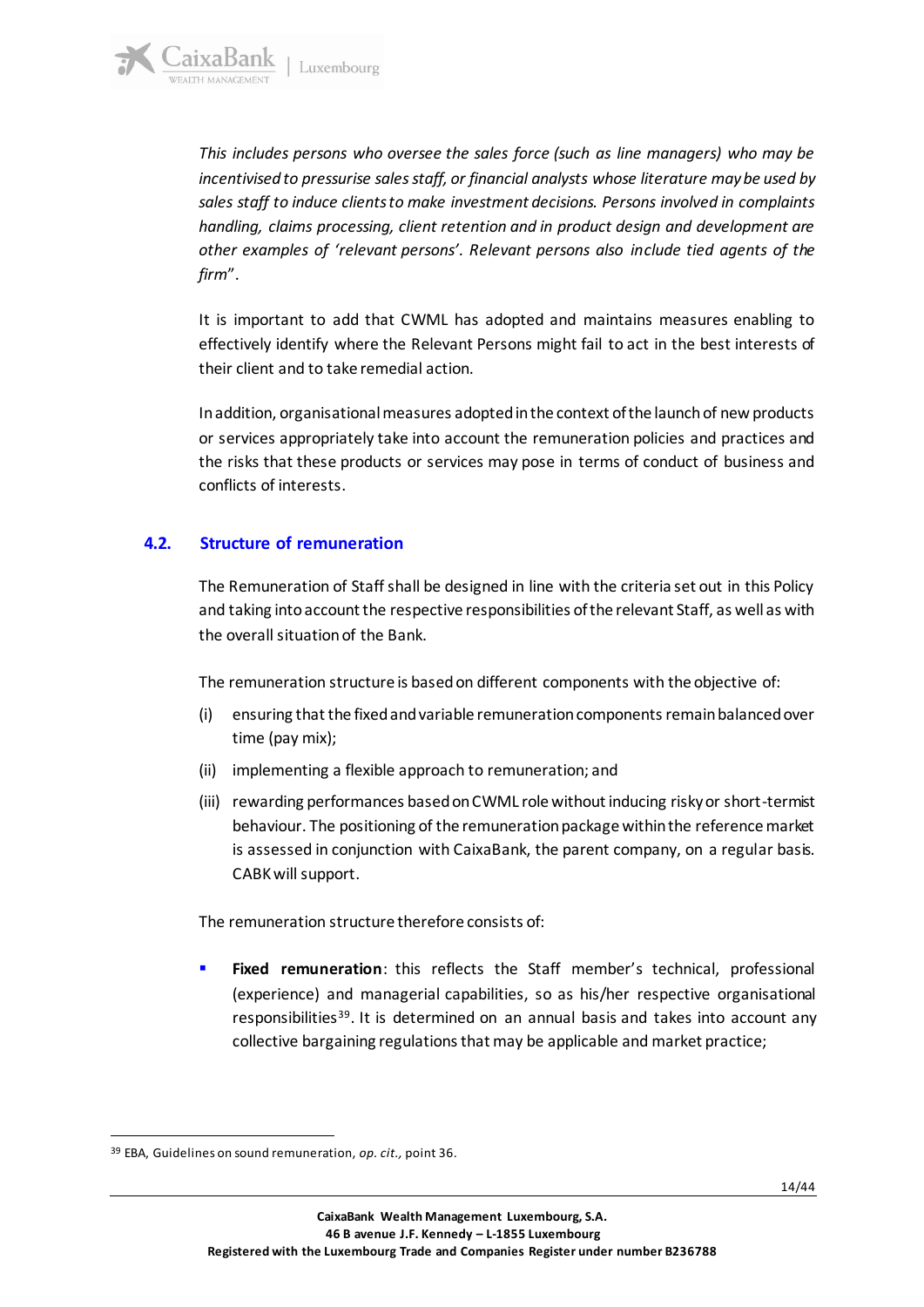*This includes persons who oversee the sales force (such as line managers) who may be incentivised to pressurise sales staff, or financial analysts whose literature may be used by sales staff to induce clients to make investment decisions. Persons involved in complaints handling, claims processing, client retention and in product design and development are other examples of 'relevant persons'. Relevant persons also include tied agents of the firm*".

It is important to add that CWML has adopted and maintains measures enabling to effectively identify where the Relevant Persons might fail to act in the best interests of their client and to take remedial action.

In addition, organisational measures adopted in the context of the launch of new products or services appropriately take into account the remuneration policies and practices and the risks that these products or services may pose in terms of conduct of business and conflicts of interests.

## 4.2. Structure of remuneration

The Remuneration of Staff shall be designed in line with the criteria set out in this Policy and taking into account the respective responsibilities of the relevant Staff, as well as with the overall situation of the Bank.

The remuneration structure is based on different components with the objective of:

(i) ensuring that the fixed and variable remuneration components remain balanced over time (pay mix);

(ii) implementing a flexible approach to remuneration; and

(iii) rewarding performances based on CWML role without inducing risky or short-termist behaviour. The positioning of the remuneration package within the reference market is assessed in conjunction with CaixaBank, the parent company, on a regular basis. CABK will support.

The remuneration structure therefore consists of:

- **Fixed remuneration**: this reflects the Staff member's technical, professional (experience) and managerial capabilities, so as his/her respective organisational responsibilities[39]. It is determined on an annual basis and takes into account any collective bargaining regulations that may be applicable and market practice;

[39] EBA, Guidelines on sound remuneration, *op. cit.*, point 36.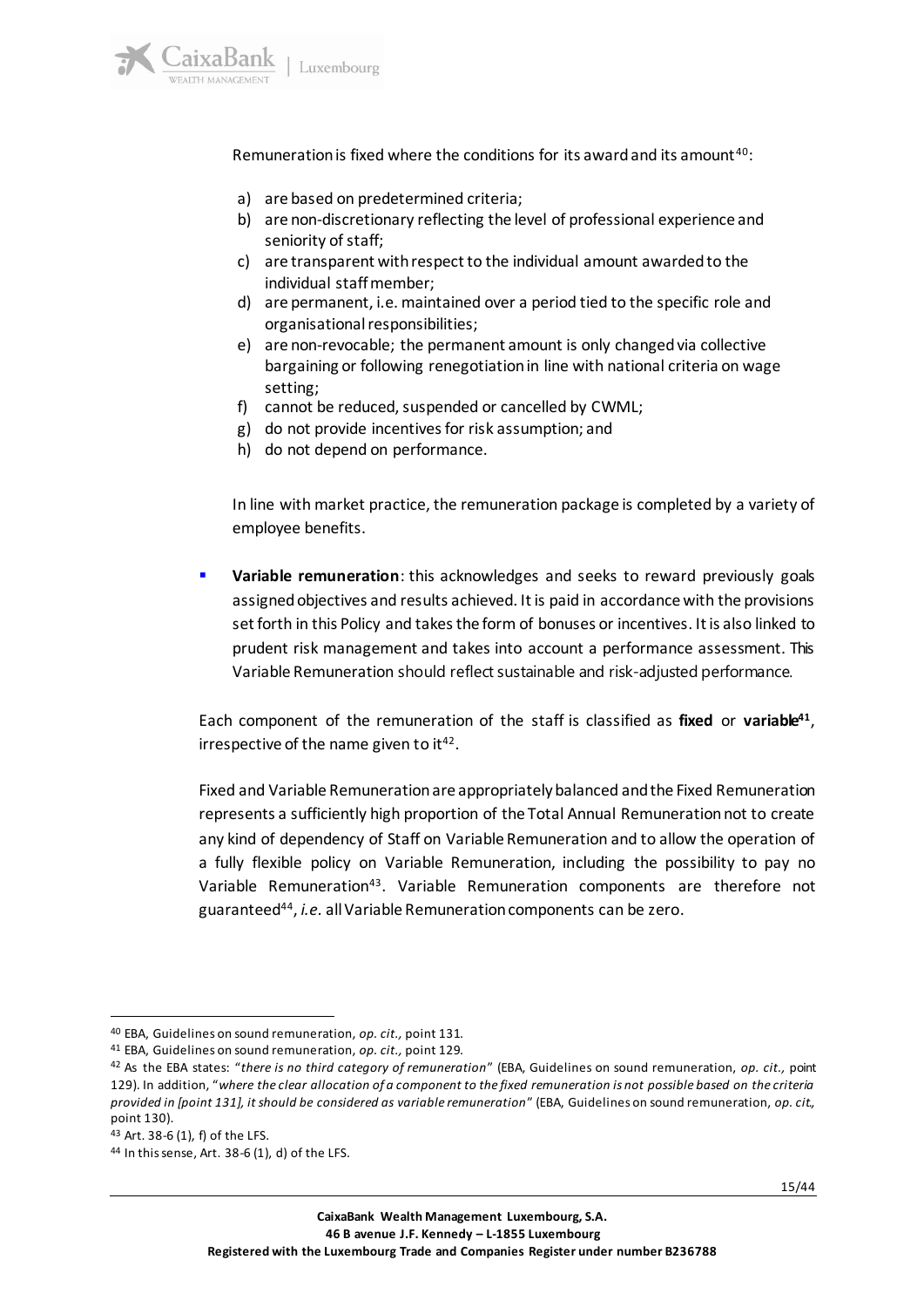Remuneration is fixed where the conditions for its award and its amount[40]:

a) are based on predetermined criteria;
b) are non-discretionary reflecting the level of professional experience and seniority of staff;
c) are transparent with respect to the individual amount awarded to the individual staff member;
d) are permanent, i.e. maintained over a period tied to the specific role and organisational responsibilities;
e) are non-revocable; the permanent amount is only changed via collective bargaining or following renegotiation in line with national criteria on wage setting;
f) cannot be reduced, suspended or cancelled by CWML;
g) do not provide incentives for risk assumption; and
h) do not depend on performance.

In line with market practice, the remuneration package is completed by a variety of employee benefits.

- **Variable remuneration**: this acknowledges and seeks to reward previously goals assigned objectives and results achieved. It is paid in accordance with the provisions set forth in this Policy and takes the form of bonuses or incentives. It is also linked to prudent risk management and takes into account a performance assessment. This Variable Remuneration should reflect sustainable and risk-adjusted performance.

Each component of the remuneration of the staff is classified as **fixed** or **variable**[41], irrespective of the name given to it[42].

Fixed and Variable Remuneration are appropriately balanced and the Fixed Remuneration represents a sufficiently high proportion of the Total Annual Remuneration not to create any kind of dependency of Staff on Variable Remuneration and to allow the operation of a fully flexible policy on Variable Remuneration, including the possibility to pay no Variable Remuneration[43]. Variable Remuneration components are therefore not guaranteed[44], *i.e.* all Variable Remuneration components can be zero.

---

[40] EBA, Guidelines on sound remuneration, *op. cit.,* point 131.

[41] EBA, Guidelines on sound remuneration, *op. cit.,* point 129.

[42] As the EBA states: "*there is no third category of remuneration*" (EBA, Guidelines on sound remuneration, *op. cit.,* point 129). In addition, "*where the clear allocation of a component to the fixed remuneration is not possible based on the criteria provided in [point 131], it should be considered as variable remuneration*" (EBA, Guidelines on sound remuneration, *op. cit.,* point 130).

[43] Art. 38-6 (1), f) of the LFS.

[44] In this sense, Art. 38-6 (1), d) of the LFS.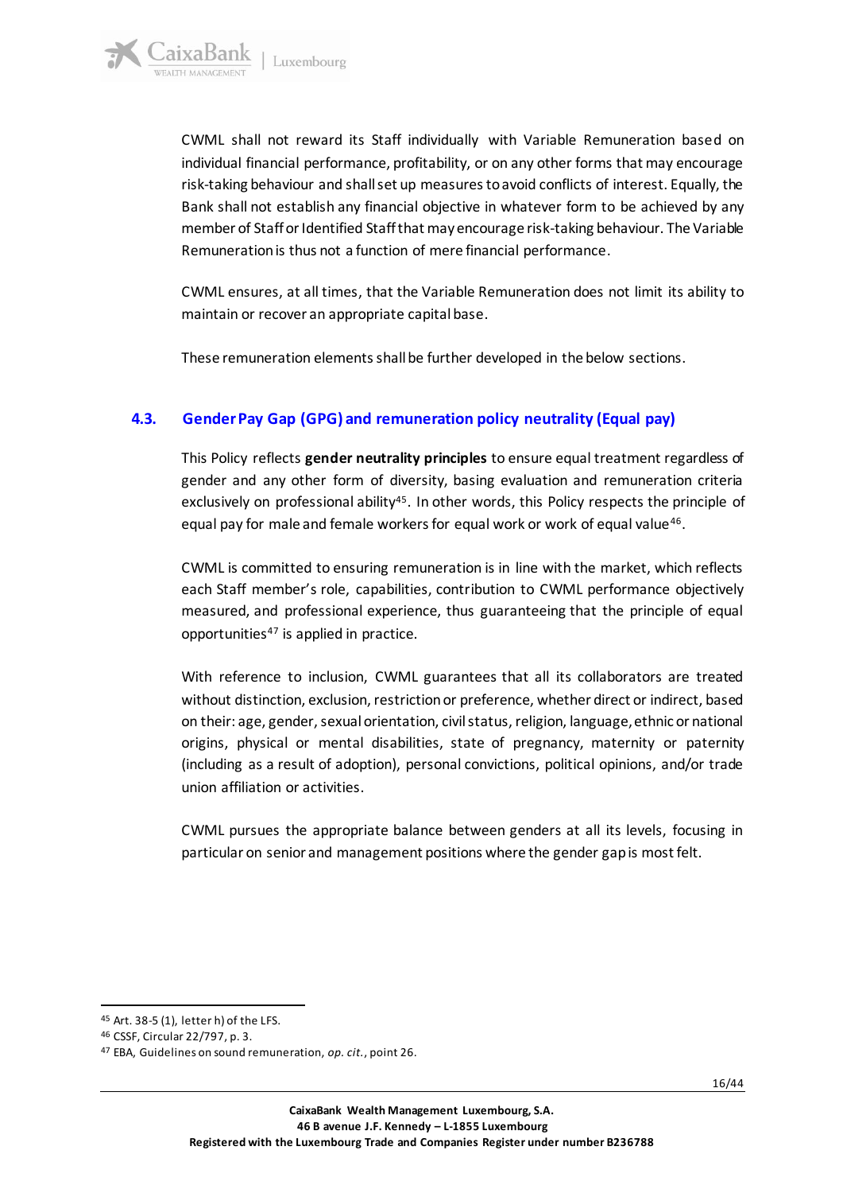CWML shall not reward its Staff individually with Variable Remuneration based on individual financial performance, profitability, or on any other forms that may encourage risk-taking behaviour and shall set up measures to avoid conflicts of interest. Equally, the Bank shall not establish any financial objective in whatever form to be achieved by any member of Staff or Identified Staff that may encourage risk-taking behaviour. The Variable Remuneration is thus not a function of mere financial performance.

CWML ensures, at all times, that the Variable Remuneration does not limit its ability to maintain or recover an appropriate capital base.

These remuneration elements shall be further developed in the below sections.

### 4.3. Gender Pay Gap (GPG) and remuneration policy neutrality (Equal pay)

This Policy reflects **gender neutrality principles** to ensure equal treatment regardless of gender and any other form of diversity, basing evaluation and remuneration criteria exclusively on professional ability[45]. In other words, this Policy respects the principle of equal pay for male and female workers for equal work or work of equal value[46].

CWML is committed to ensuring remuneration is in line with the market, which reflects each Staff member's role, capabilities, contribution to CWML performance objectively measured, and professional experience, thus guaranteeing that the principle of equal opportunities[47] is applied in practice.

With reference to inclusion, CWML guarantees that all its collaborators are treated without distinction, exclusion, restriction or preference, whether direct or indirect, based on their: age, gender, sexual orientation, civil status, religion, language, ethnic or national origins, physical or mental disabilities, state of pregnancy, maternity or paternity (including as a result of adoption), personal convictions, political opinions, and/or trade union affiliation or activities.

CWML pursues the appropriate balance between genders at all its levels, focusing in particular on senior and management positions where the gender gap is most felt.

---

[45] Art. 38-5 (1), letter h) of the LFS.

[46] CSSF, Circular 22/797, p. 3.

[47] EBA, Guidelines on sound remuneration, *op. cit.*, point 26.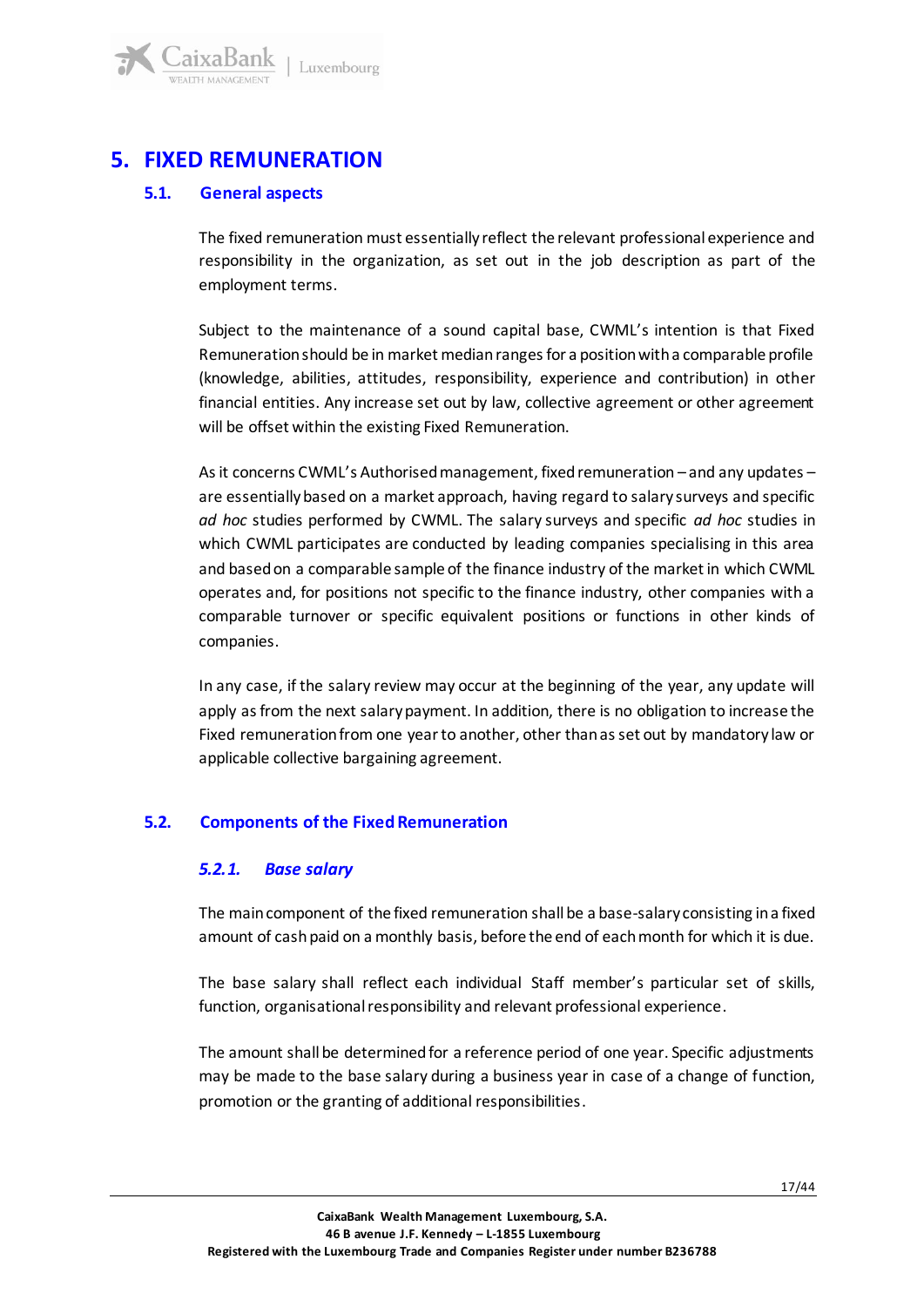# 5. FIXED REMUNERATION

## 5.1. General aspects

The fixed remuneration must essentially reflect the relevant professional experience and responsibility in the organization, as set out in the job description as part of the employment terms.

Subject to the maintenance of a sound capital base, CWML's intention is that Fixed Remuneration should be in market median ranges for a position with a comparable profile (knowledge, abilities, attitudes, responsibility, experience and contribution) in other financial entities. Any increase set out by law, collective agreement or other agreement will be offset within the existing Fixed Remuneration.

As it concerns CWML's Authorised management, fixed remuneration – and any updates – are essentially based on a market approach, having regard to salary surveys and specific *ad hoc* studies performed by CWML. The salary surveys and specific *ad hoc* studies in which CWML participates are conducted by leading companies specialising in this area and based on a comparable sample of the finance industry of the market in which CWML operates and, for positions not specific to the finance industry, other companies with a comparable turnover or specific equivalent positions or functions in other kinds of companies.

In any case, if the salary review may occur at the beginning of the year, any update will apply as from the next salary payment. In addition, there is no obligation to increase the Fixed remuneration from one year to another, other than as set out by mandatory law or applicable collective bargaining agreement.

## 5.2. Components of the Fixed Remuneration

### *5.2.1. Base salary*

The main component of the fixed remuneration shall be a base-salary consisting in a fixed amount of cash paid on a monthly basis, before the end of each month for which it is due.

The base salary shall reflect each individual Staff member's particular set of skills, function, organisational responsibility and relevant professional experience.

The amount shall be determined for a reference period of one year. Specific adjustments may be made to the base salary during a business year in case of a change of function, promotion or the granting of additional responsibilities.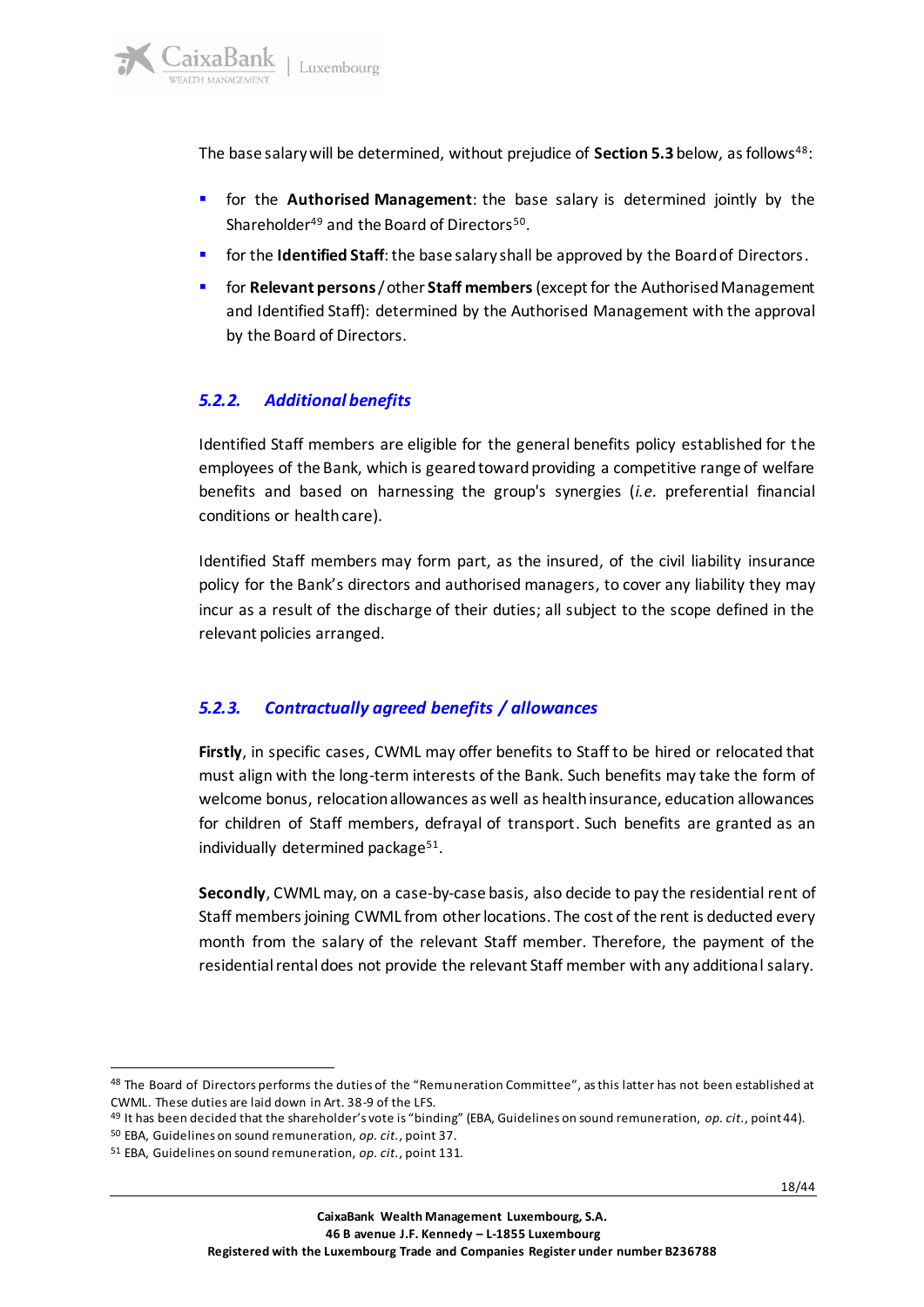The base salary will be determined, without prejudice of **Section 5.3** below, as follows[48]:

- for the **Authorised Management**: the base salary is determined jointly by the Shareholder[49] and the Board of Directors[50].
- for the **Identified Staff**: the base salary shall be approved by the Board of Directors.
- for **Relevant persons** / other **Staff members** (except for the Authorised Management and Identified Staff): determined by the Authorised Management with the approval by the Board of Directors.

### *5.2.2. Additional benefits*

Identified Staff members are eligible for the general benefits policy established for the employees of the Bank, which is geared toward providing a competitive range of welfare benefits and based on harnessing the group's synergies (*i.e.* preferential financial conditions or health care).

Identified Staff members may form part, as the insured, of the civil liability insurance policy for the Bank's directors and authorised managers, to cover any liability they may incur as a result of the discharge of their duties; all subject to the scope defined in the relevant policies arranged.

### *5.2.3. Contractually agreed benefits / allowances*

**Firstly**, in specific cases, CWML may offer benefits to Staff to be hired or relocated that must align with the long-term interests of the Bank. Such benefits may take the form of welcome bonus, relocation allowances as well as health insurance, education allowances for children of Staff members, defrayal of transport. Such benefits are granted as an individually determined package[51].

**Secondly**, CWML may, on a case-by-case basis, also decide to pay the residential rent of Staff members joining CWML from other locations. The cost of the rent is deducted every month from the salary of the relevant Staff member. Therefore, the payment of the residential rental does not provide the relevant Staff member with any additional salary.

---

[48] The Board of Directors performs the duties of the "Remuneration Committee", as this latter has not been established at CWML. These duties are laid down in Art. 38-9 of the LFS.

[49] It has been decided that the shareholder's vote is "binding" (EBA, Guidelines on sound remuneration, *op. cit.*, point 44).

[50] EBA, Guidelines on sound remuneration, *op. cit.*, point 37.

[51] EBA, Guidelines on sound remuneration, *op. cit.*, point 131.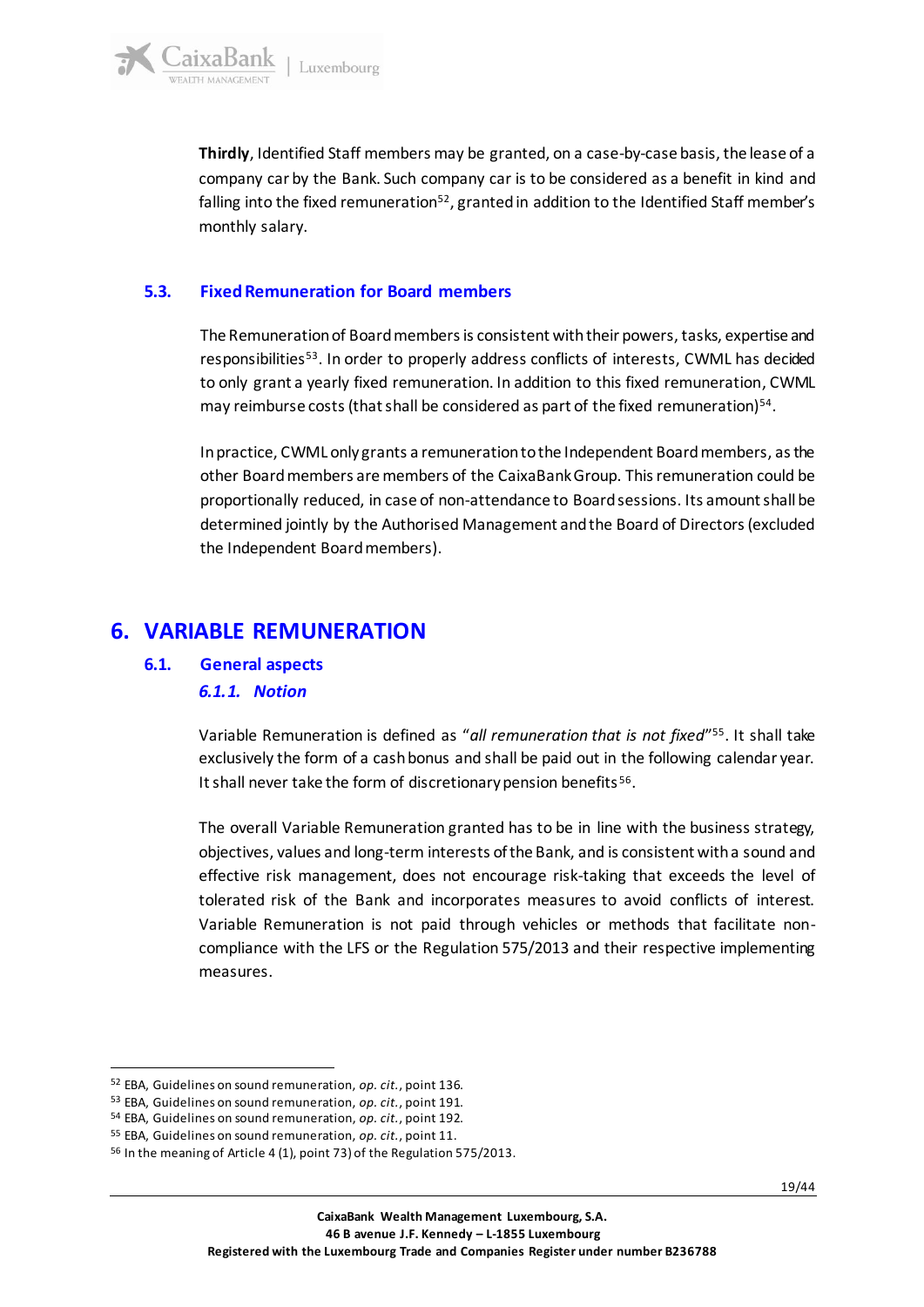**Thirdly**, Identified Staff members may be granted, on a case-by-case basis, the lease of a company car by the Bank. Such company car is to be considered as a benefit in kind and falling into the fixed remuneration[52], granted in addition to the Identified Staff member's monthly salary.

### 5.3. Fixed Remuneration for Board members

The Remuneration of Board members is consistent with their powers, tasks, expertise and responsibilities[53]. In order to properly address conflicts of interests, CWML has decided to only grant a yearly fixed remuneration. In addition to this fixed remuneration, CWML may reimburse costs (that shall be considered as part of the fixed remuneration)[54].

In practice, CWML only grants a remuneration to the Independent Board members, as the other Board members are members of the CaixaBank Group. This remuneration could be proportionally reduced, in case of non-attendance to Board sessions. Its amount shall be determined jointly by the Authorised Management and the Board of Directors (excluded the Independent Board members).

## 6. VARIABLE REMUNERATION

### 6.1. General aspects

#### *6.1.1. Notion*

Variable Remuneration is defined as "*all remuneration that is not fixed*"[55]. It shall take exclusively the form of a cash bonus and shall be paid out in the following calendar year. It shall never take the form of discretionary pension benefits[56].

The overall Variable Remuneration granted has to be in line with the business strategy, objectives, values and long-term interests of the Bank, and is consistent with a sound and effective risk management, does not encourage risk-taking that exceeds the level of tolerated risk of the Bank and incorporates measures to avoid conflicts of interest. Variable Remuneration is not paid through vehicles or methods that facilitate non-compliance with the LFS or the Regulation 575/2013 and their respective implementing measures.

---

[52] EBA, Guidelines on sound remuneration, *op. cit.*, point 136.

[53] EBA, Guidelines on sound remuneration, *op. cit.*, point 191.

[54] EBA, Guidelines on sound remuneration, *op. cit.*, point 192.

[55] EBA, Guidelines on sound remuneration, *op. cit.*, point 11.

[56] In the meaning of Article 4 (1), point 73) of the Regulation 575/2013.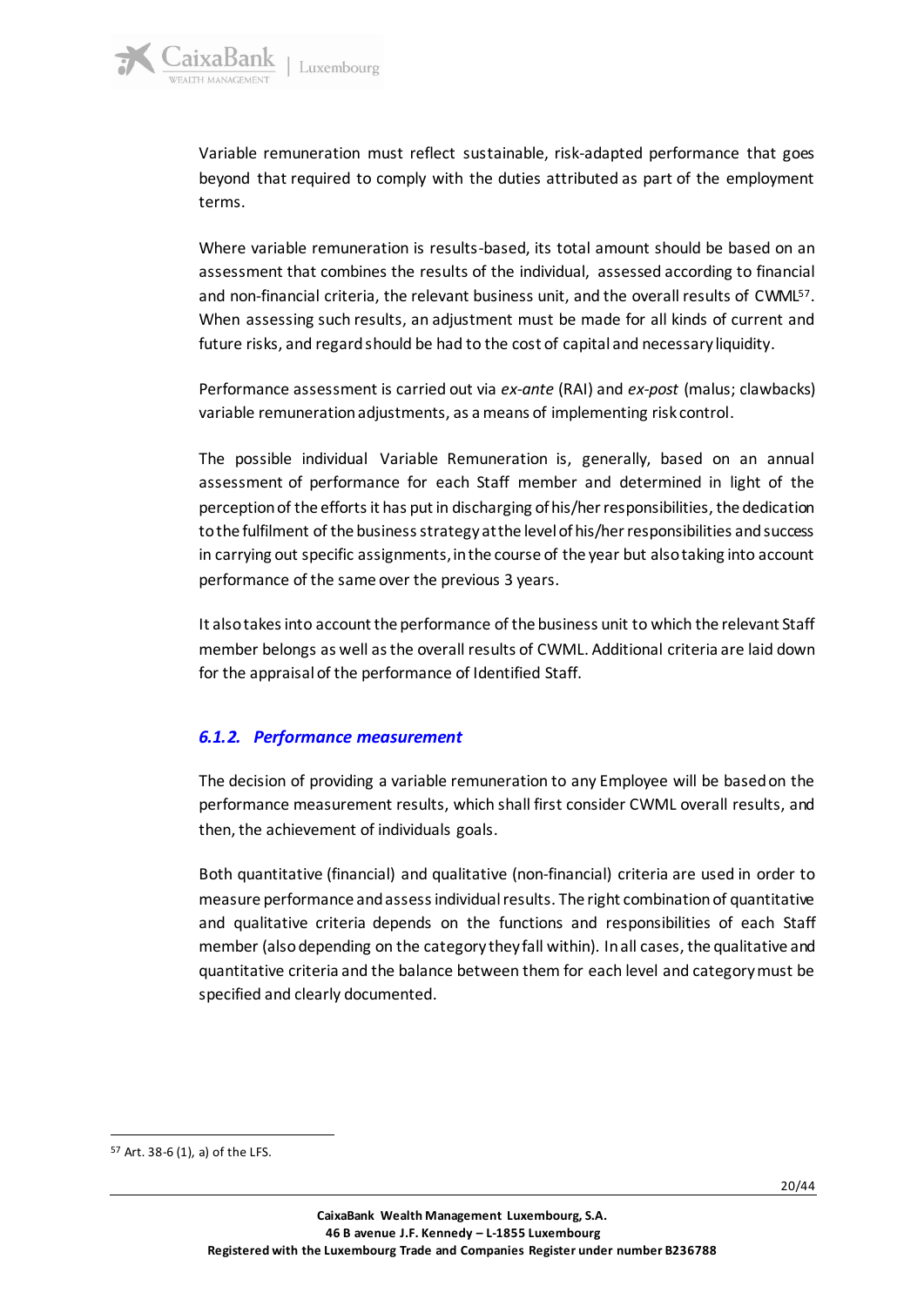Variable remuneration must reflect sustainable, risk-adapted performance that goes beyond that required to comply with the duties attributed as part of the employment terms.

Where variable remuneration is results-based, its total amount should be based on an assessment that combines the results of the individual, assessed according to financial and non-financial criteria, the relevant business unit, and the overall results of CWML[57]. When assessing such results, an adjustment must be made for all kinds of current and future risks, and regard should be had to the cost of capital and necessary liquidity.

Performance assessment is carried out via *ex-ante* (RAI) and *ex-post* (malus; clawbacks) variable remuneration adjustments, as a means of implementing risk control.

The possible individual Variable Remuneration is, generally, based on an annual assessment of performance for each Staff member and determined in light of the perception of the efforts it has put in discharging of his/her responsibilities, the dedication to the fulfilment of the business strategy at the level of his/her responsibilities and success in carrying out specific assignments, in the course of the year but also taking into account performance of the same over the previous 3 years.

It also takes into account the performance of the business unit to which the relevant Staff member belongs as well as the overall results of CWML. Additional criteria are laid down for the appraisal of the performance of Identified Staff.

### *6.1.2. Performance measurement*

The decision of providing a variable remuneration to any Employee will be based on the performance measurement results, which shall first consider CWML overall results, and then, the achievement of individuals goals.

Both quantitative (financial) and qualitative (non-financial) criteria are used in order to measure performance and assess individual results. The right combination of quantitative and qualitative criteria depends on the functions and responsibilities of each Staff member (also depending on the category they fall within). In all cases, the qualitative and quantitative criteria and the balance between them for each level and category must be specified and clearly documented.

---

[57] Art. 38-6 (1), a) of the LFS.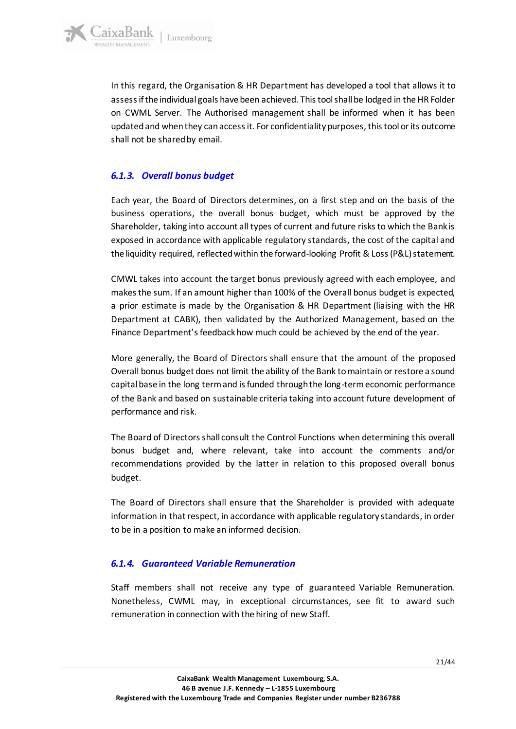In this regard, the Organisation & HR Department has developed a tool that allows it to assess if the individual goals have been achieved. This tool shall be lodged in the HR Folder on CWML Server. The Authorised management shall be informed when it has been updated and when they can access it. For confidentiality purposes, this tool or its outcome shall not be shared by email.

### *6.1.3. Overall bonus budget*

Each year, the Board of Directors determines, on a first step and on the basis of the business operations, the overall bonus budget, which must be approved by the Shareholder, taking into account all types of current and future risks to which the Bank is exposed in accordance with applicable regulatory standards, the cost of the capital and the liquidity required, reflected within the forward-looking Profit & Loss (P&L) statement.

CMWL takes into account the target bonus previously agreed with each employee, and makes the sum. If an amount higher than 100% of the Overall bonus budget is expected, a prior estimate is made by the Organisation & HR Department (liaising with the HR Department at CABK), then validated by the Authorized Management, based on the Finance Department's feedback how much could be achieved by the end of the year.

More generally, the Board of Directors shall ensure that the amount of the proposed Overall bonus budget does not limit the ability of the Bank to maintain or restore a sound capital base in the long term and is funded through the long-term economic performance of the Bank and based on sustainable criteria taking into account future development of performance and risk.

The Board of Directors shall consult the Control Functions when determining this overall bonus budget and, where relevant, take into account the comments and/or recommendations provided by the latter in relation to this proposed overall bonus budget.

The Board of Directors shall ensure that the Shareholder is provided with adequate information in that respect, in accordance with applicable regulatory standards, in order to be in a position to make an informed decision.

### *6.1.4. Guaranteed Variable Remuneration*

Staff members shall not receive any type of guaranteed Variable Remuneration. Nonetheless, CWML may, in exceptional circumstances, see fit to award such remuneration in connection with the hiring of new Staff.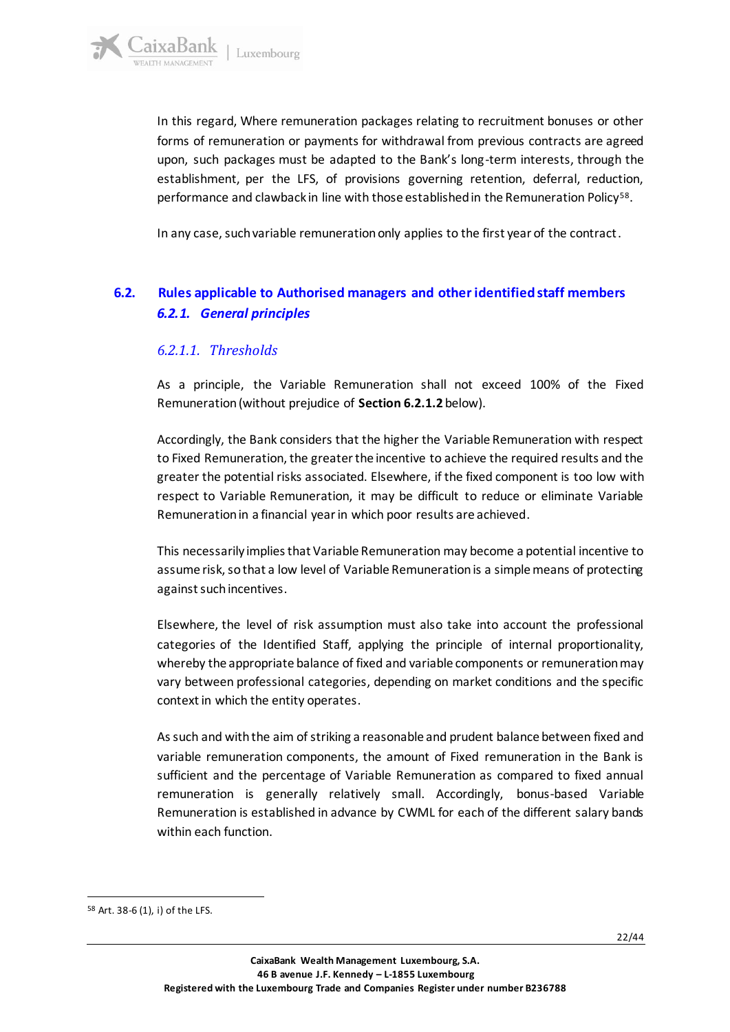In this regard, Where remuneration packages relating to recruitment bonuses or other forms of remuneration or payments for withdrawal from previous contracts are agreed upon, such packages must be adapted to the Bank's long-term interests, through the establishment, per the LFS, of provisions governing retention, deferral, reduction, performance and clawback in line with those established in the Remuneration Policy[58].

In any case, such variable remuneration only applies to the first year of the contract.

## 6.2. Rules applicable to Authorised managers and other identified staff members

### *6.2.1. General principles*

#### *6.2.1.1. Thresholds*

As a principle, the Variable Remuneration shall not exceed 100% of the Fixed Remuneration (without prejudice of **Section 6.2.1.2** below).

Accordingly, the Bank considers that the higher the Variable Remuneration with respect to Fixed Remuneration, the greater the incentive to achieve the required results and the greater the potential risks associated. Elsewhere, if the fixed component is too low with respect to Variable Remuneration, it may be difficult to reduce or eliminate Variable Remuneration in a financial year in which poor results are achieved.

This necessarily implies that Variable Remuneration may become a potential incentive to assume risk, so that a low level of Variable Remuneration is a simple means of protecting against such incentives.

Elsewhere, the level of risk assumption must also take into account the professional categories of the Identified Staff, applying the principle of internal proportionality, whereby the appropriate balance of fixed and variable components or remuneration may vary between professional categories, depending on market conditions and the specific context in which the entity operates.

As such and with the aim of striking a reasonable and prudent balance between fixed and variable remuneration components, the amount of Fixed remuneration in the Bank is sufficient and the percentage of Variable Remuneration as compared to fixed annual remuneration is generally relatively small. Accordingly, bonus-based Variable Remuneration is established in advance by CWML for each of the different salary bands within each function.

[58] Art. 38-6 (1), i) of the LFS.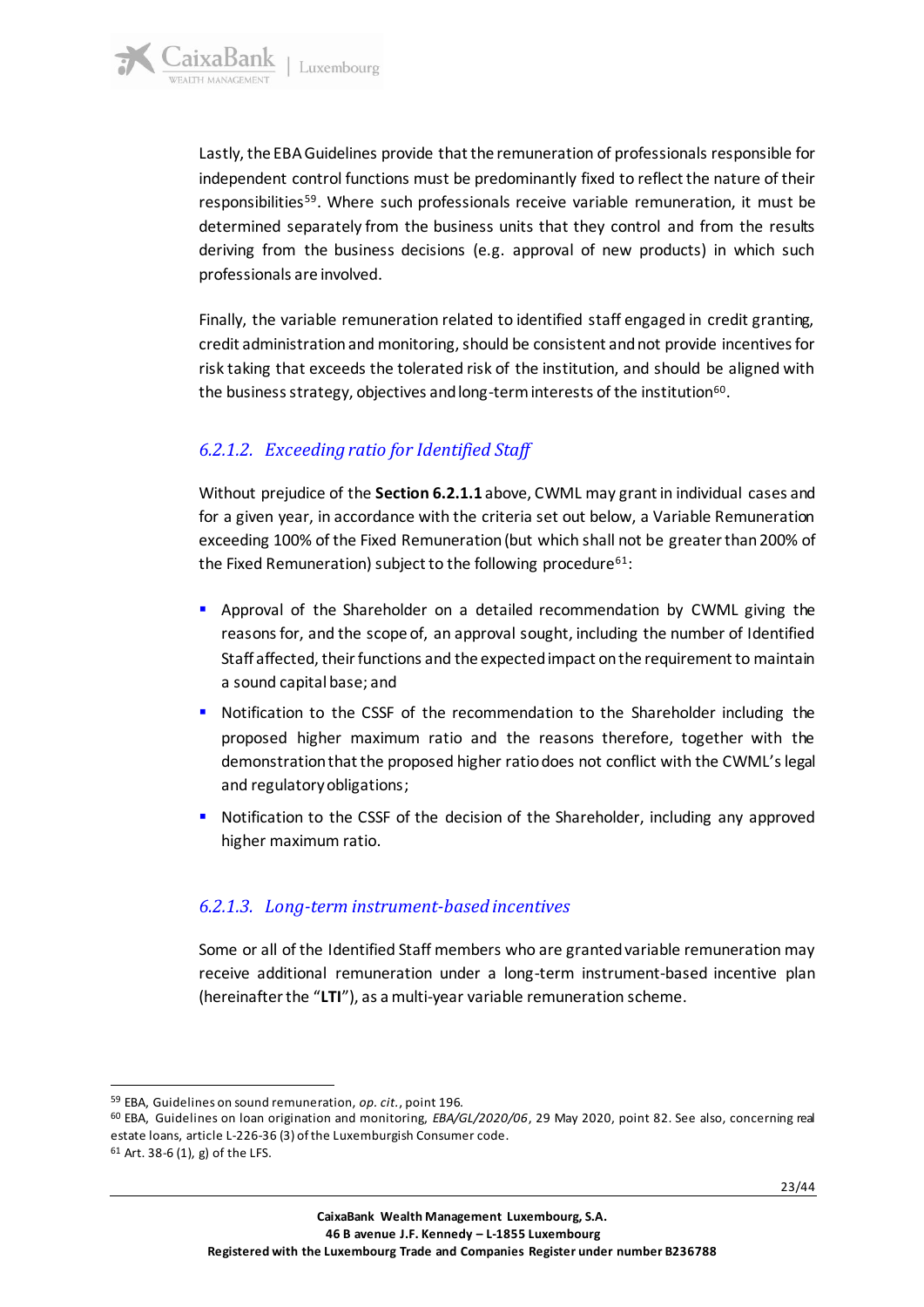Lastly, the EBA Guidelines provide that the remuneration of professionals responsible for independent control functions must be predominantly fixed to reflect the nature of their responsibilities[59]. Where such professionals receive variable remuneration, it must be determined separately from the business units that they control and from the results deriving from the business decisions (e.g. approval of new products) in which such professionals are involved.

Finally, the variable remuneration related to identified staff engaged in credit granting, credit administration and monitoring, should be consistent and not provide incentives for risk taking that exceeds the tolerated risk of the institution, and should be aligned with the business strategy, objectives and long-term interests of the institution[60].

#### *6.2.1.2. Exceeding ratio for Identified Staff*

Without prejudice of the **Section 6.2.1.1** above, CWML may grant in individual cases and for a given year, in accordance with the criteria set out below, a Variable Remuneration exceeding 100% of the Fixed Remuneration (but which shall not be greater than 200% of the Fixed Remuneration) subject to the following procedure[61]:

- Approval of the Shareholder on a detailed recommendation by CWML giving the reasons for, and the scope of, an approval sought, including the number of Identified Staff affected, their functions and the expected impact on the requirement to maintain a sound capital base; and
- Notification to the CSSF of the recommendation to the Shareholder including the proposed higher maximum ratio and the reasons therefore, together with the demonstration that the proposed higher ratio does not conflict with the CWML's legal and regulatory obligations;
- Notification to the CSSF of the decision of the Shareholder, including any approved higher maximum ratio.

#### *6.2.1.3. Long-term instrument-based incentives*

Some or all of the Identified Staff members who are granted variable remuneration may receive additional remuneration under a long-term instrument-based incentive plan (hereinafter the "**LTI**"), as a multi-year variable remuneration scheme.

---

[59] EBA, Guidelines on sound remuneration, *op. cit.*, point 196.

[60] EBA, Guidelines on loan origination and monitoring, *EBA/GL/2020/06*, 29 May 2020, point 82. See also, concerning real estate loans, article L-226-36 (3) of the Luxemburgish Consumer code.

[61] Art. 38-6 (1), g) of the LFS.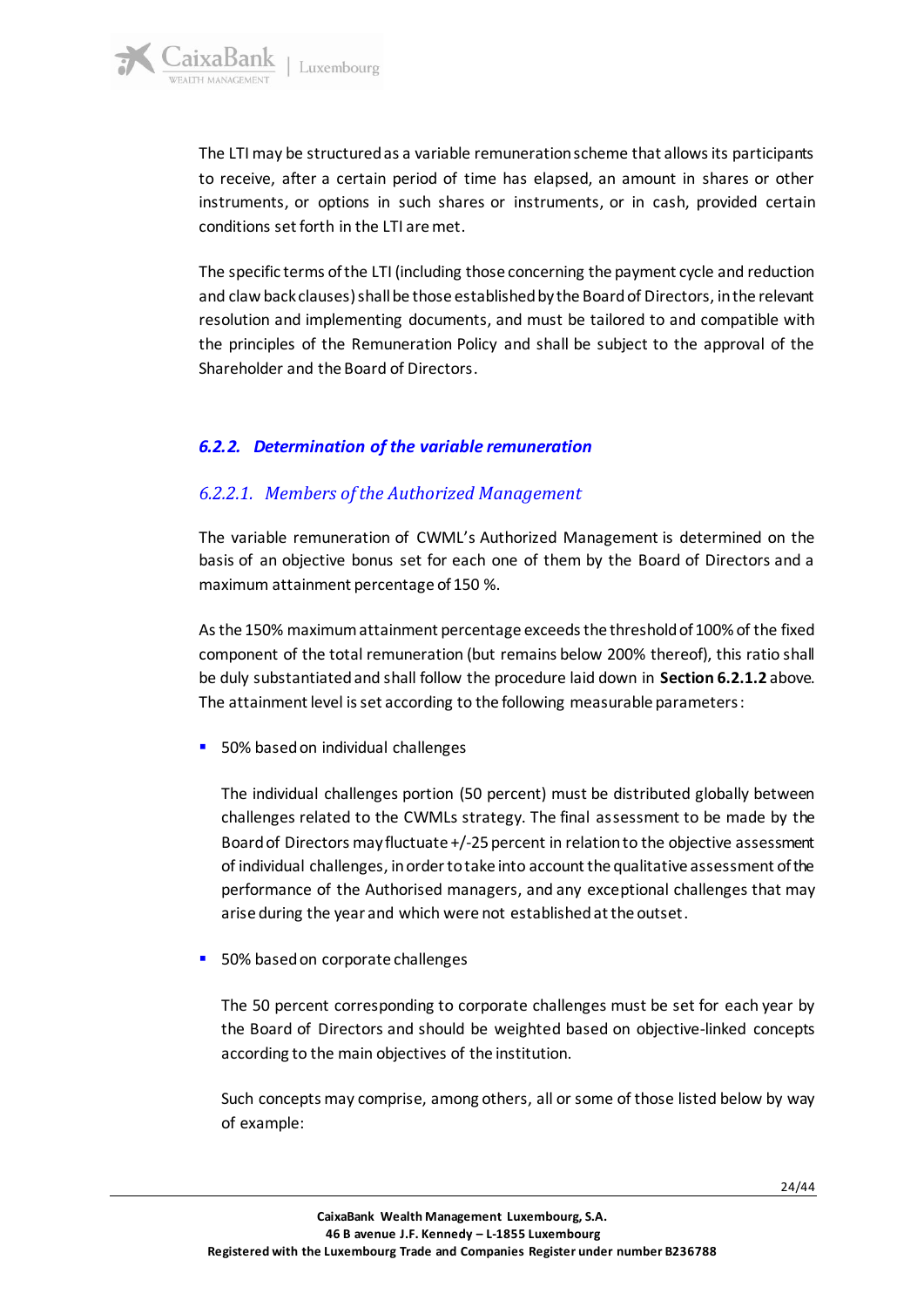The LTI may be structured as a variable remuneration scheme that allows its participants to receive, after a certain period of time has elapsed, an amount in shares or other instruments, or options in such shares or instruments, or in cash, provided certain conditions set forth in the LTI are met.

The specific terms of the LTI (including those concerning the payment cycle and reduction and claw back clauses) shall be those established by the Board of Directors, in the relevant resolution and implementing documents, and must be tailored to and compatible with the principles of the Remuneration Policy and shall be subject to the approval of the Shareholder and the Board of Directors.

### *6.2.2. Determination of the variable remuneration*

#### *6.2.2.1. Members of the Authorized Management*

The variable remuneration of CWML's Authorized Management is determined on the basis of an objective bonus set for each one of them by the Board of Directors and a maximum attainment percentage of 150 %.

As the 150% maximum attainment percentage exceeds the threshold of 100% of the fixed component of the total remuneration (but remains below 200% thereof), this ratio shall be duly substantiated and shall follow the procedure laid down in **Section 6.2.1.2** above. The attainment level is set according to the following measurable parameters:

- 50% based on individual challenges

  The individual challenges portion (50 percent) must be distributed globally between challenges related to the CWMLs strategy. The final assessment to be made by the Board of Directors may fluctuate +/-25 percent in relation to the objective assessment of individual challenges, in order to take into account the qualitative assessment of the performance of the Authorised managers, and any exceptional challenges that may arise during the year and which were not established at the outset.

- 50% based on corporate challenges

  The 50 percent corresponding to corporate challenges must be set for each year by the Board of Directors and should be weighted based on objective-linked concepts according to the main objectives of the institution.

  Such concepts may comprise, among others, all or some of those listed below by way of example: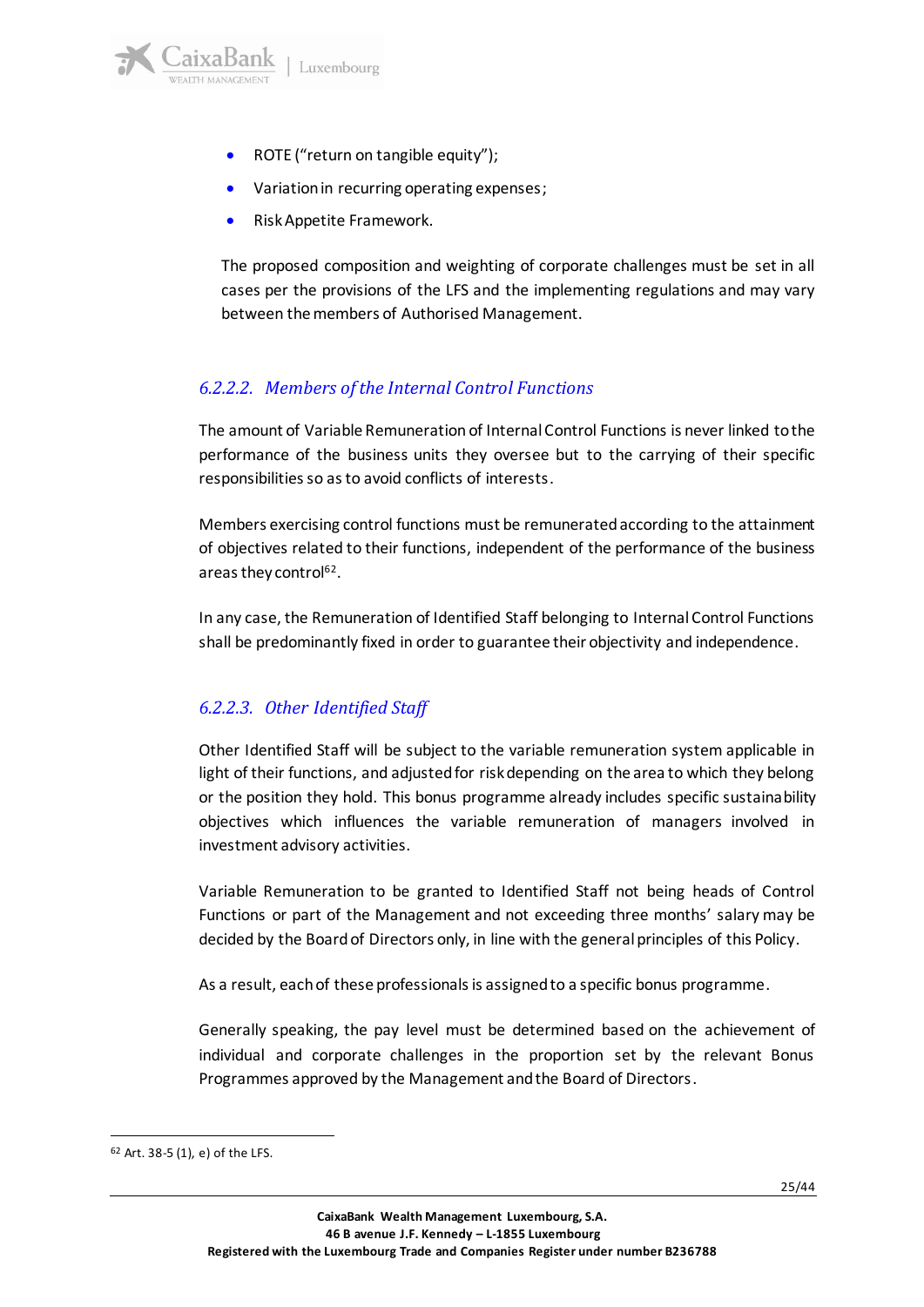- ROTE (“return on tangible equity”);
- Variation in recurring operating expenses;
- Risk Appetite Framework.

The proposed composition and weighting of corporate challenges must be set in all cases per the provisions of the LFS and the implementing regulations and may vary between the members of Authorised Management.

#### *6.2.2.2. Members of the Internal Control Functions*

The amount of Variable Remuneration of Internal Control Functions is never linked to the performance of the business units they oversee but to the carrying of their specific responsibilities so as to avoid conflicts of interests.

Members exercising control functions must be remunerated according to the attainment of objectives related to their functions, independent of the performance of the business areas they control[62].

In any case, the Remuneration of Identified Staff belonging to Internal Control Functions shall be predominantly fixed in order to guarantee their objectivity and independence.

#### *6.2.2.3. Other Identified Staff*

Other Identified Staff will be subject to the variable remuneration system applicable in light of their functions, and adjusted for risk depending on the area to which they belong or the position they hold. This bonus programme already includes specific sustainability objectives which influences the variable remuneration of managers involved in investment advisory activities.

Variable Remuneration to be granted to Identified Staff not being heads of Control Functions or part of the Management and not exceeding three months’ salary may be decided by the Board of Directors only, in line with the general principles of this Policy.

As a result, each of these professionals is assigned to a specific bonus programme.

Generally speaking, the pay level must be determined based on the achievement of individual and corporate challenges in the proportion set by the relevant Bonus Programmes approved by the Management and the Board of Directors.

---

[62] Art. 38-5 (1), e) of the LFS.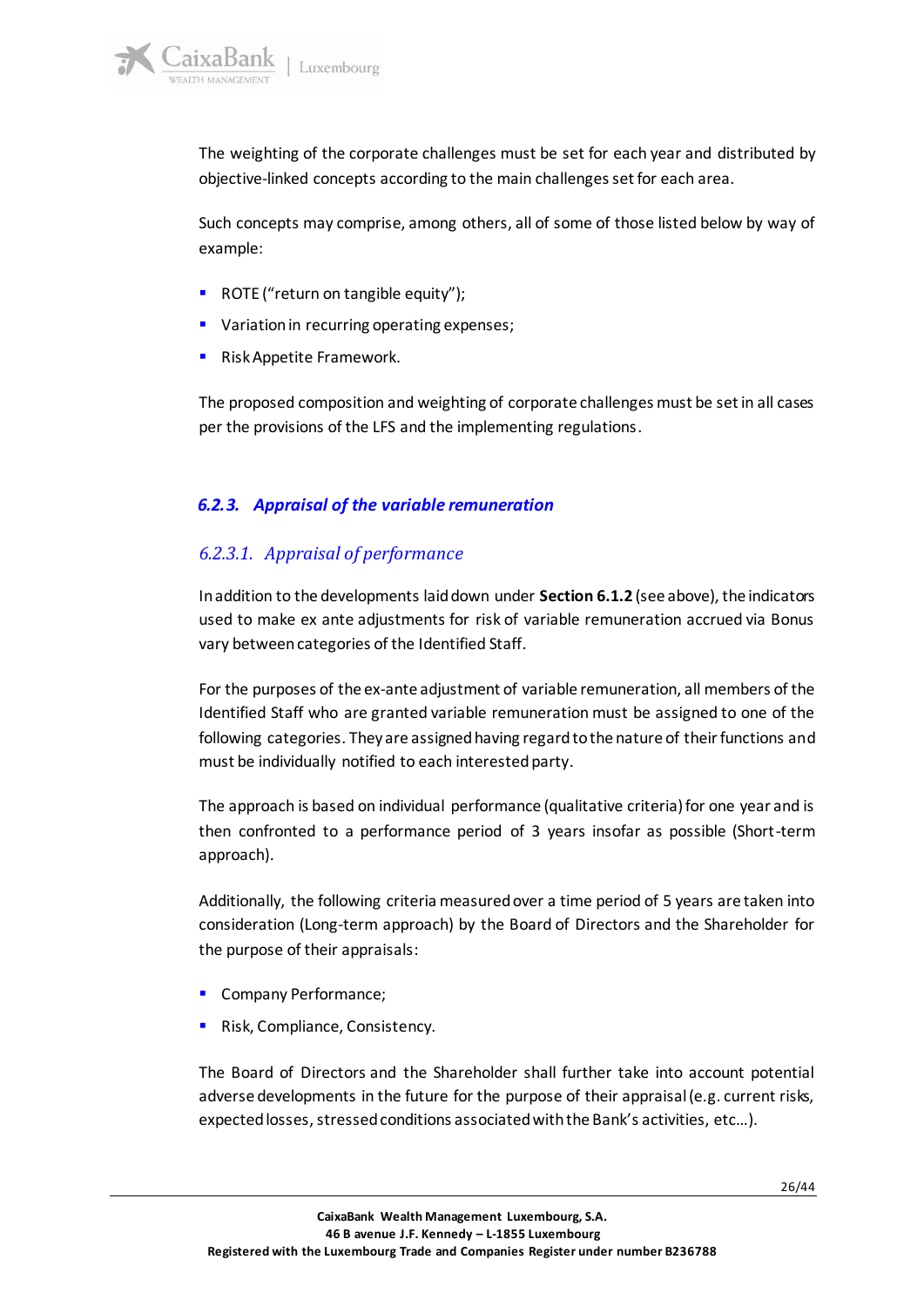The weighting of the corporate challenges must be set for each year and distributed by objective-linked concepts according to the main challenges set for each area.

Such concepts may comprise, among others, all of some of those listed below by way of example:

- ROTE ("return on tangible equity");
- Variation in recurring operating expenses;
- Risk Appetite Framework.

The proposed composition and weighting of corporate challenges must be set in all cases per the provisions of the LFS and the implementing regulations.

### *6.2.3. Appraisal of the variable remuneration*

#### *6.2.3.1. Appraisal of performance*

In addition to the developments laid down under **Section 6.1.2** (see above), the indicators used to make ex ante adjustments for risk of variable remuneration accrued via Bonus vary between categories of the Identified Staff.

For the purposes of the ex-ante adjustment of variable remuneration, all members of the Identified Staff who are granted variable remuneration must be assigned to one of the following categories. They are assigned having regard to the nature of their functions and must be individually notified to each interested party.

The approach is based on individual performance (qualitative criteria) for one year and is then confronted to a performance period of 3 years insofar as possible (Short-term approach).

Additionally, the following criteria measured over a time period of 5 years are taken into consideration (Long-term approach) by the Board of Directors and the Shareholder for the purpose of their appraisals:

- Company Performance;
- Risk, Compliance, Consistency.

The Board of Directors and the Shareholder shall further take into account potential adverse developments in the future for the purpose of their appraisal (e.g. current risks, expected losses, stressed conditions associated with the Bank's activities, etc…).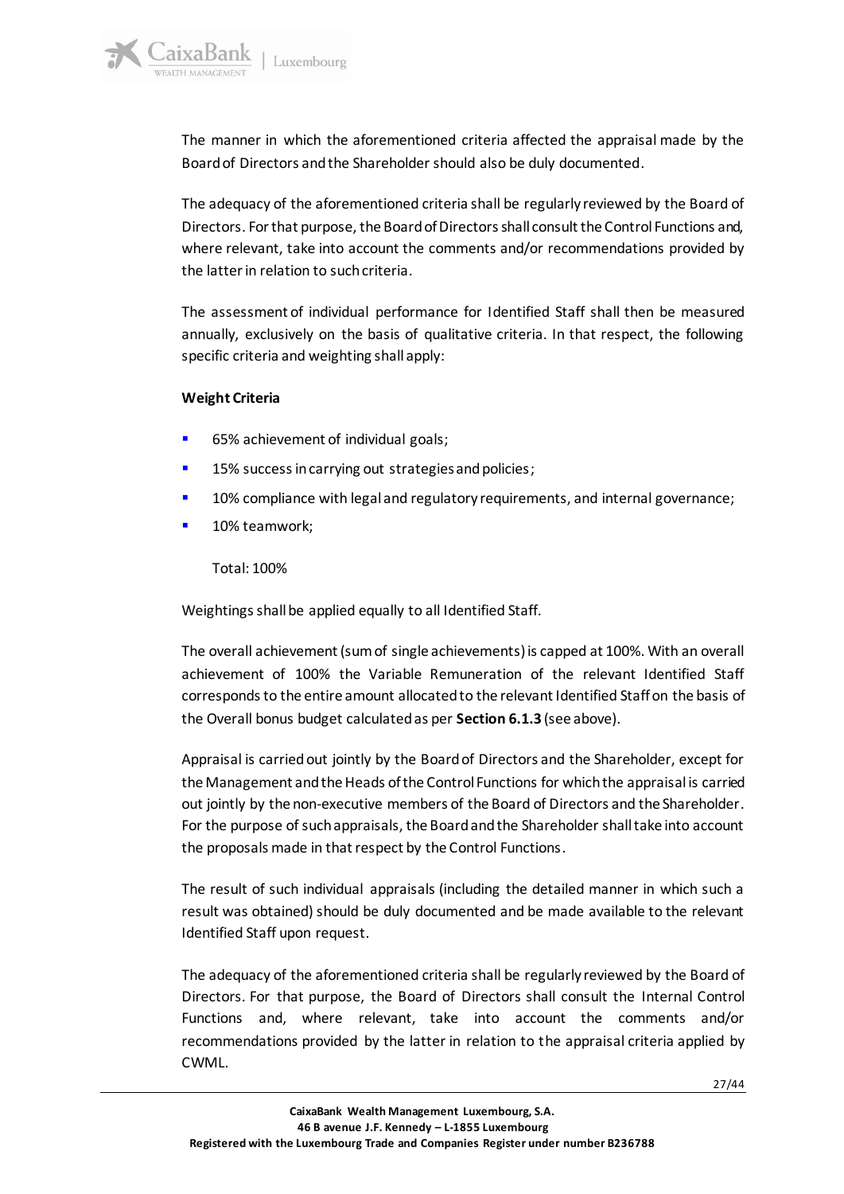The manner in which the aforementioned criteria affected the appraisal made by the Board of Directors and the Shareholder should also be duly documented.

The adequacy of the aforementioned criteria shall be regularly reviewed by the Board of Directors. For that purpose, the Board of Directors shall consult the Control Functions and, where relevant, take into account the comments and/or recommendations provided by the latter in relation to such criteria.

The assessment of individual performance for Identified Staff shall then be measured annually, exclusively on the basis of qualitative criteria. In that respect, the following specific criteria and weighting shall apply:

**Weight Criteria**

- 65% achievement of individual goals;
- 15% success in carrying out strategies and policies;
- 10% compliance with legal and regulatory requirements, and internal governance;
- 10% teamwork;

  Total: 100%

Weightings shall be applied equally to all Identified Staff.

The overall achievement (sum of single achievements) is capped at 100%. With an overall achievement of 100% the Variable Remuneration of the relevant Identified Staff corresponds to the entire amount allocated to the relevant Identified Staff on the basis of the Overall bonus budget calculated as per **Section 6.1.3** (see above).

Appraisal is carried out jointly by the Board of Directors and the Shareholder, except for the Management and the Heads of the Control Functions for which the appraisal is carried out jointly by the non-executive members of the Board of Directors and the Shareholder. For the purpose of such appraisals, the Board and the Shareholder shall take into account the proposals made in that respect by the Control Functions.

The result of such individual appraisals (including the detailed manner in which such a result was obtained) should be duly documented and be made available to the relevant Identified Staff upon request.

The adequacy of the aforementioned criteria shall be regularly reviewed by the Board of Directors. For that purpose, the Board of Directors shall consult the Internal Control Functions and, where relevant, take into account the comments and/or recommendations provided by the latter in relation to the appraisal criteria applied by CWML.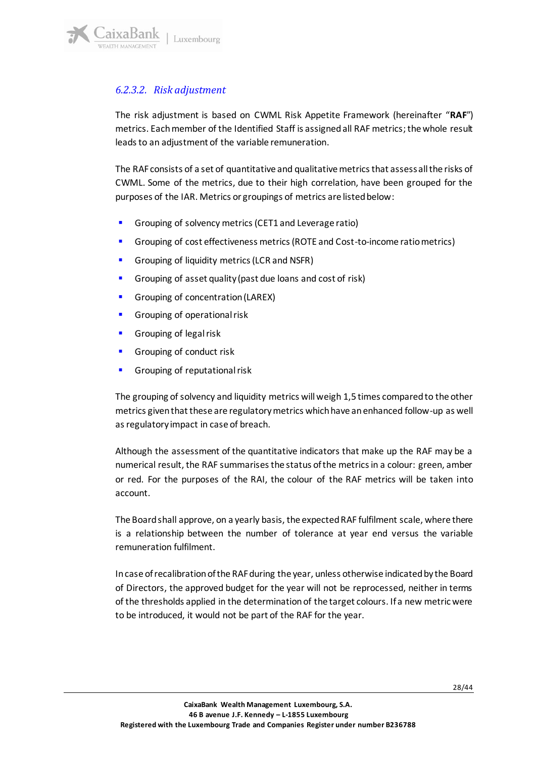#### 6.2.3.2. Risk adjustment

The risk adjustment is based on CWML Risk Appetite Framework (hereinafter "**RAF**") metrics. Each member of the Identified Staff is assigned all RAF metrics; the whole result leads to an adjustment of the variable remuneration.

The RAF consists of a set of quantitative and qualitative metrics that assess all the risks of CWML. Some of the metrics, due to their high correlation, have been grouped for the purposes of the IAR. Metrics or groupings of metrics are listed below:

- Grouping of solvency metrics (CET1 and Leverage ratio)
- Grouping of cost effectiveness metrics (ROTE and Cost-to-income ratio metrics)
- Grouping of liquidity metrics (LCR and NSFR)
- Grouping of asset quality (past due loans and cost of risk)
- Grouping of concentration (LAREX)
- Grouping of operational risk
- Grouping of legal risk
- Grouping of conduct risk
- Grouping of reputational risk

The grouping of solvency and liquidity metrics will weigh 1,5 times compared to the other metrics given that these are regulatory metrics which have an enhanced follow-up as well as regulatory impact in case of breach.

Although the assessment of the quantitative indicators that make up the RAF may be a numerical result, the RAF summarises the status of the metrics in a colour: green, amber or red. For the purposes of the RAI, the colour of the RAF metrics will be taken into account.

The Board shall approve, on a yearly basis, the expected RAF fulfilment scale, where there is a relationship between the number of tolerance at year end versus the variable remuneration fulfilment.

In case of recalibration of the RAF during the year, unless otherwise indicated by the Board of Directors, the approved budget for the year will not be reprocessed, neither in terms of the thresholds applied in the determination of the target colours. If a new metric were to be introduced, it would not be part of the RAF for the year.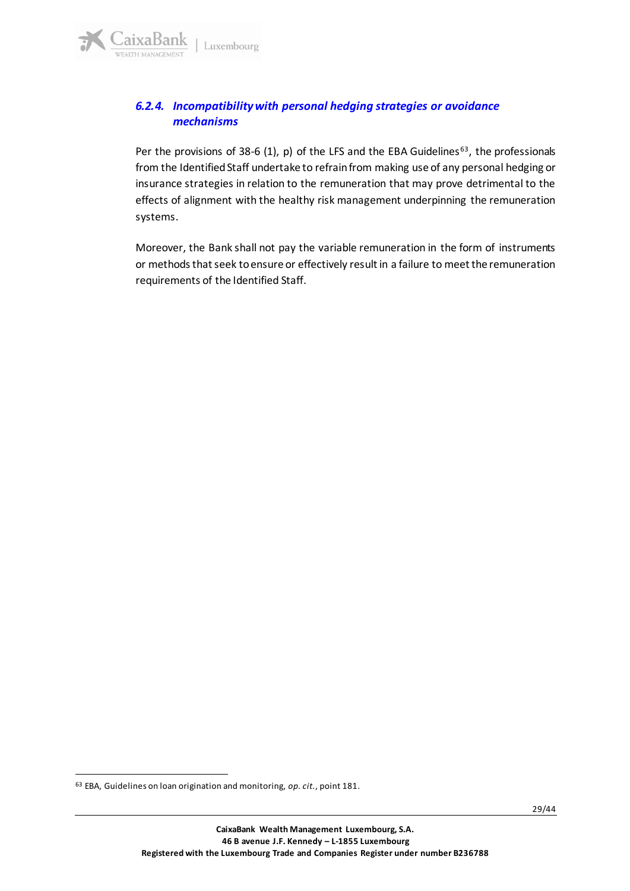#### *6.2.4. Incompatibility with personal hedging strategies or avoidance mechanisms*

Per the provisions of 38-6 (1), p) of the LFS and the EBA Guidelines[63], the professionals from the Identified Staff undertake to refrain from making use of any personal hedging or insurance strategies in relation to the remuneration that may prove detrimental to the effects of alignment with the healthy risk management underpinning the remuneration systems.

Moreover, the Bank shall not pay the variable remuneration in the form of instruments or methods that seek to ensure or effectively result in a failure to meet the remuneration requirements of the Identified Staff.

---

[63] EBA, Guidelines on loan origination and monitoring, *op. cit.*, point 181.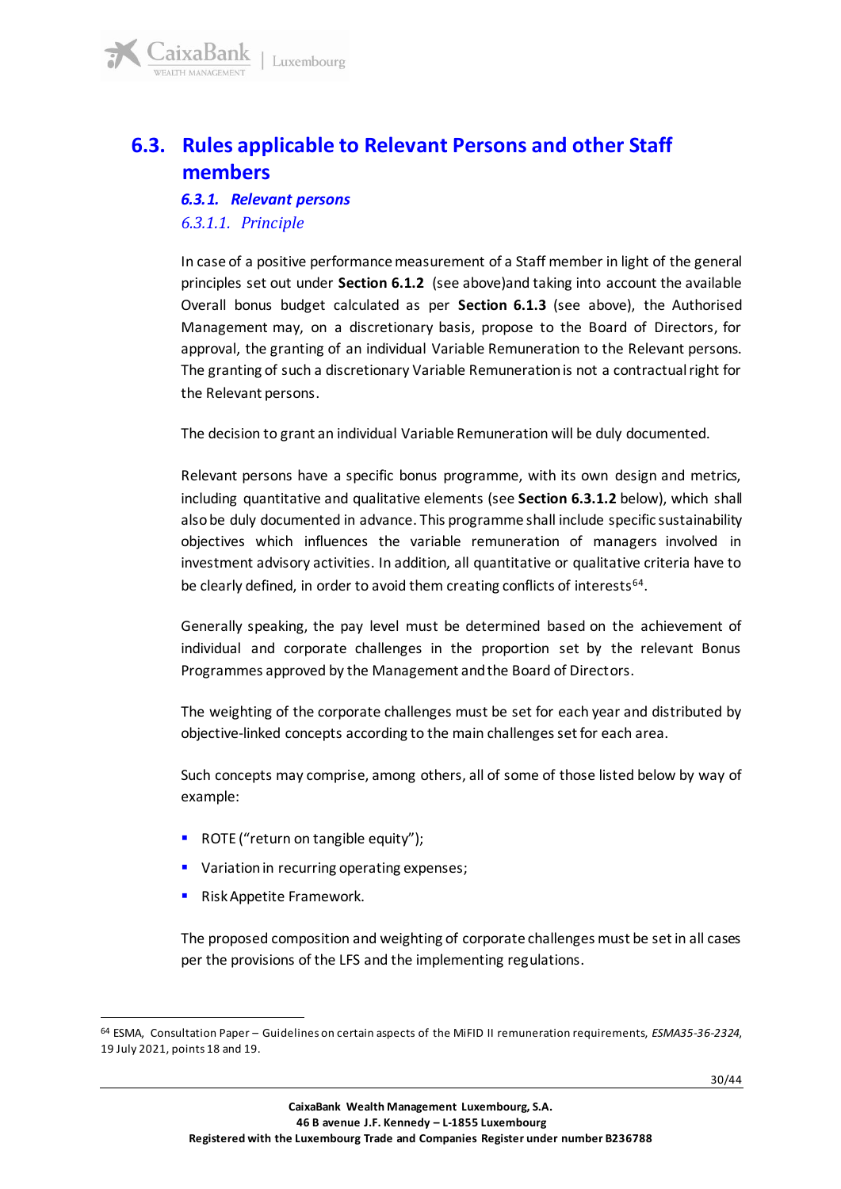## 6.3. Rules applicable to Relevant Persons and other Staff members

### *6.3.1. Relevant persons*

#### *6.3.1.1. Principle*

In case of a positive performance measurement of a Staff member in light of the general principles set out under **Section 6.1.2** (see above)and taking into account the available Overall bonus budget calculated as per **Section 6.1.3** (see above), the Authorised Management may, on a discretionary basis, propose to the Board of Directors, for approval, the granting of an individual Variable Remuneration to the Relevant persons. The granting of such a discretionary Variable Remuneration is not a contractual right for the Relevant persons.

The decision to grant an individual Variable Remuneration will be duly documented.

Relevant persons have a specific bonus programme, with its own design and metrics, including quantitative and qualitative elements (see **Section 6.3.1.2** below), which shall also be duly documented in advance. This programme shall include specific sustainability objectives which influences the variable remuneration of managers involved in investment advisory activities. In addition, all quantitative or qualitative criteria have to be clearly defined, in order to avoid them creating conflicts of interests[64].

Generally speaking, the pay level must be determined based on the achievement of individual and corporate challenges in the proportion set by the relevant Bonus Programmes approved by the Management and the Board of Directors.

The weighting of the corporate challenges must be set for each year and distributed by objective-linked concepts according to the main challenges set for each area.

Such concepts may comprise, among others, all of some of those listed below by way of example:

- ROTE ("return on tangible equity");
- Variation in recurring operating expenses;
- Risk Appetite Framework.

The proposed composition and weighting of corporate challenges must be set in all cases per the provisions of the LFS and the implementing regulations.

[64] ESMA, Consultation Paper – Guidelines on certain aspects of the MiFID II remuneration requirements, *ESMA35-36-2324*, 19 July 2021, points 18 and 19.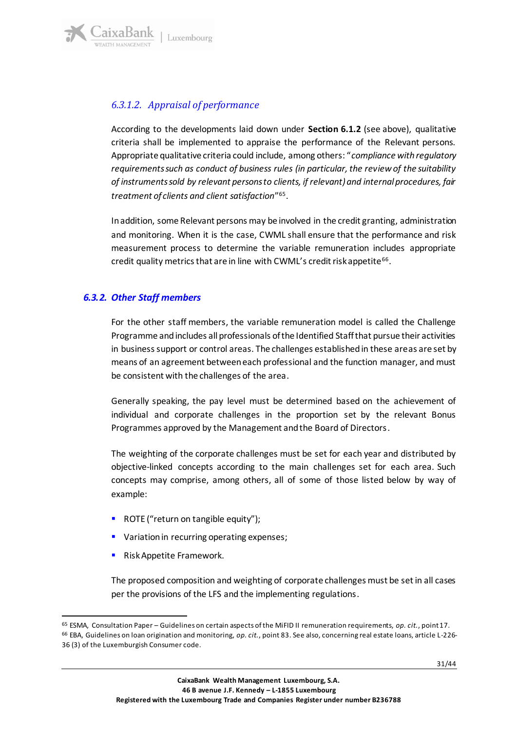#### 6.3.1.2. Appraisal of performance

According to the developments laid down under **Section 6.1.2** (see above), qualitative criteria shall be implemented to appraise the performance of the Relevant persons. Appropriate qualitative criteria could include, among others: "*compliance with regulatory requirements such as conduct of business rules (in particular, the review of the suitability of instruments sold by relevant persons to clients, if relevant) and internal procedures, fair treatment of clients and client satisfaction*"[65].

In addition, some Relevant persons may be involved in the credit granting, administration and monitoring. When it is the case, CWML shall ensure that the performance and risk measurement process to determine the variable remuneration includes appropriate credit quality metrics that are in line with CWML's credit risk appetite[66].

### 6.3.2. Other Staff members

For the other staff members, the variable remuneration model is called the Challenge Programme and includes all professionals of the Identified Staff that pursue their activities in business support or control areas. The challenges established in these areas are set by means of an agreement between each professional and the function manager, and must be consistent with the challenges of the area.

Generally speaking, the pay level must be determined based on the achievement of individual and corporate challenges in the proportion set by the relevant Bonus Programmes approved by the Management and the Board of Directors.

The weighting of the corporate challenges must be set for each year and distributed by objective-linked concepts according to the main challenges set for each area. Such concepts may comprise, among others, all of some of those listed below by way of example:

- ROTE ("return on tangible equity");
- Variation in recurring operating expenses;
- Risk Appetite Framework.

The proposed composition and weighting of corporate challenges must be set in all cases per the provisions of the LFS and the implementing regulations.

---

[65] ESMA, Consultation Paper – Guidelines on certain aspects of the MiFID II remuneration requirements, *op. cit.*, point 17.

[66] EBA, Guidelines on loan origination and monitoring, *op. cit.*, point 83. See also, concerning real estate loans, article L-226-36 (3) of the Luxemburgish Consumer code.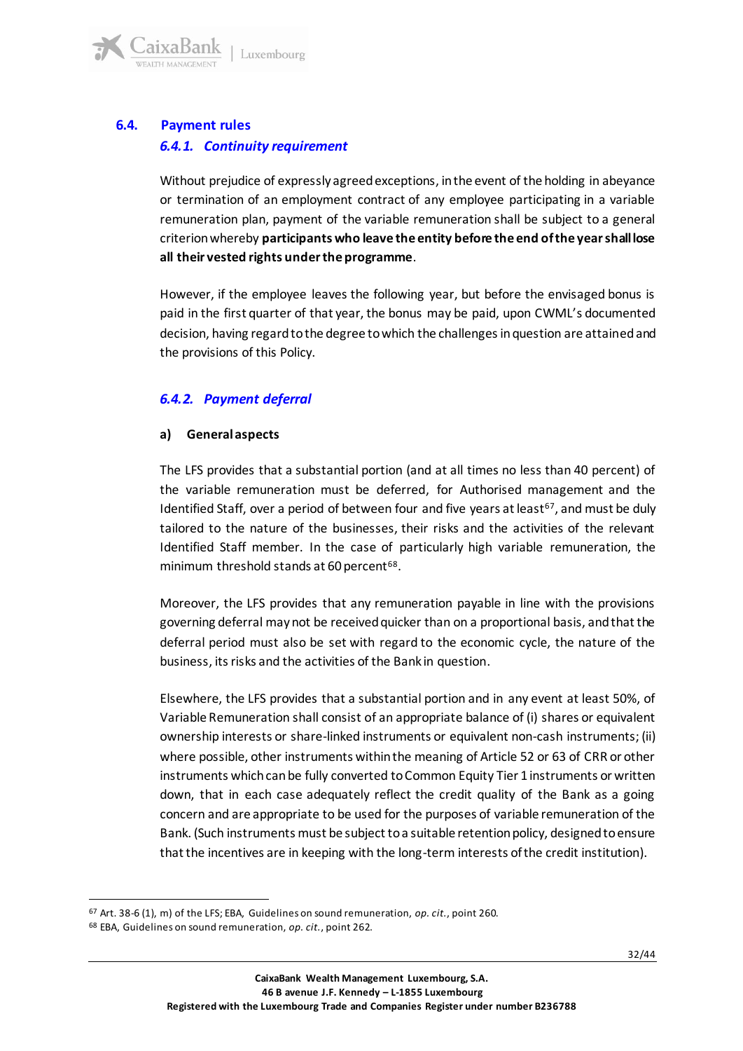## 6.4. Payment rules

### *6.4.1. Continuity requirement*

Without prejudice of expressly agreed exceptions, in the event of the holding in abeyance or termination of an employment contract of any employee participating in a variable remuneration plan, payment of the variable remuneration shall be subject to a general criterion whereby **participants who leave the entity before the end of the year shall lose all their vested rights under the programme**.

However, if the employee leaves the following year, but before the envisaged bonus is paid in the first quarter of that year, the bonus may be paid, upon CWML's documented decision, having regard to the degree to which the challenges in question are attained and the provisions of this Policy.

### *6.4.2. Payment deferral*

**a) General aspects**

The LFS provides that a substantial portion (and at all times no less than 40 percent) of the variable remuneration must be deferred, for Authorised management and the Identified Staff, over a period of between four and five years at least[67], and must be duly tailored to the nature of the businesses, their risks and the activities of the relevant Identified Staff member. In the case of particularly high variable remuneration, the minimum threshold stands at 60 percent[68].

Moreover, the LFS provides that any remuneration payable in line with the provisions governing deferral may not be received quicker than on a proportional basis, and that the deferral period must also be set with regard to the economic cycle, the nature of the business, its risks and the activities of the Bank in question.

Elsewhere, the LFS provides that a substantial portion and in any event at least 50%, of Variable Remuneration shall consist of an appropriate balance of (i) shares or equivalent ownership interests or share-linked instruments or equivalent non-cash instruments; (ii) where possible, other instruments within the meaning of Article 52 or 63 of CRR or other instruments which can be fully converted to Common Equity Tier 1 instruments or written down, that in each case adequately reflect the credit quality of the Bank as a going concern and are appropriate to be used for the purposes of variable remuneration of the Bank. (Such instruments must be subject to a suitable retention policy, designed to ensure that the incentives are in keeping with the long-term interests of the credit institution).

---

[67] Art. 38-6 (1), m) of the LFS; EBA, Guidelines on sound remuneration, *op. cit.*, point 260.

[68] EBA, Guidelines on sound remuneration, *op. cit.*, point 262.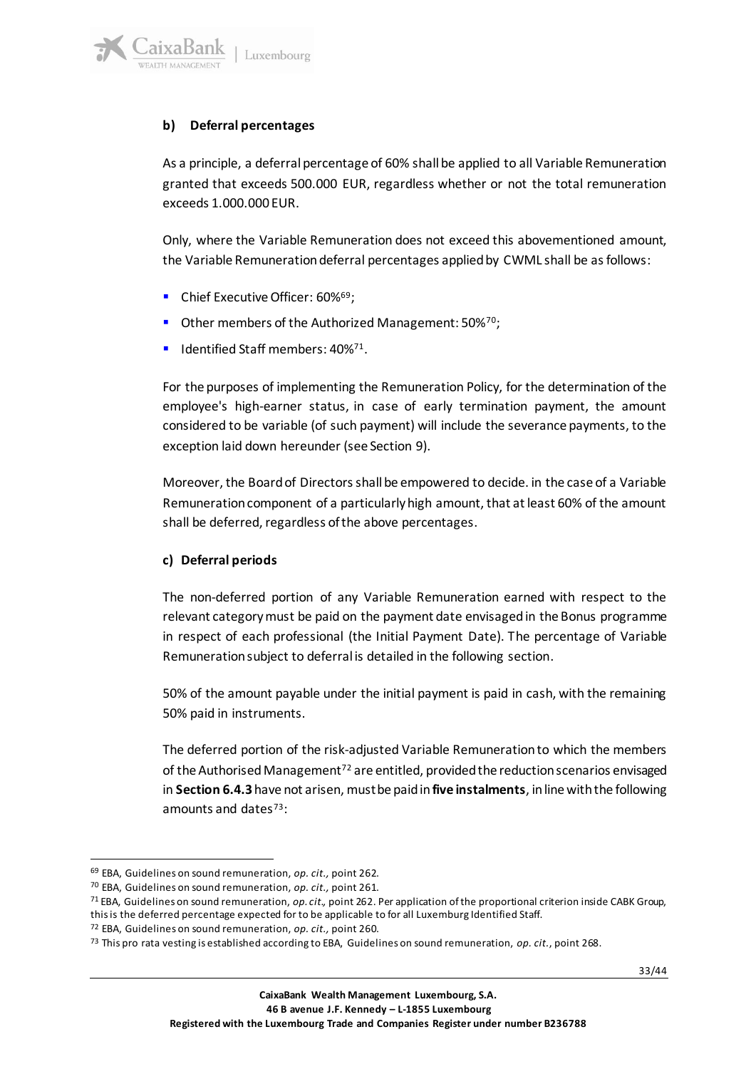### b) Deferral percentages

As a principle, a deferral percentage of 60% shall be applied to all Variable Remuneration granted that exceeds 500.000 EUR, regardless whether or not the total remuneration exceeds 1.000.000 EUR.

Only, where the Variable Remuneration does not exceed this abovementioned amount, the Variable Remuneration deferral percentages applied by CWML shall be as follows:

- Chief Executive Officer: 60%[69];
- Other members of the Authorized Management: 50%[70];
- Identified Staff members: 40%[71].

For the purposes of implementing the Remuneration Policy, for the determination of the employee's high-earner status, in case of early termination payment, the amount considered to be variable (of such payment) will include the severance payments, to the exception laid down hereunder (see Section 9).

Moreover, the Board of Directors shall be empowered to decide. in the case of a Variable Remuneration component of a particularly high amount, that at least 60% of the amount shall be deferred, regardless of the above percentages.

### c) Deferral periods

The non-deferred portion of any Variable Remuneration earned with respect to the relevant category must be paid on the payment date envisaged in the Bonus programme in respect of each professional (the Initial Payment Date). The percentage of Variable Remuneration subject to deferral is detailed in the following section.

50% of the amount payable under the initial payment is paid in cash, with the remaining 50% paid in instruments.

The deferred portion of the risk-adjusted Variable Remuneration to which the members of the Authorised Management[72] are entitled, provided the reduction scenarios envisaged in **Section 6.4.3** have not arisen, must be paid in **five instalments**, in line with the following amounts and dates[73]:

---

[69] EBA, Guidelines on sound remuneration, *op. cit.*, point 262.

[70] EBA, Guidelines on sound remuneration, *op. cit.*, point 261.

[71] EBA, Guidelines on sound remuneration, *op. cit.*, point 262. Per application of the proportional criterion inside CABK Group, this is the deferred percentage expected for to be applicable to for all Luxemburg Identified Staff.

[72] EBA, Guidelines on sound remuneration, *op. cit.*, point 260.

[73] This pro rata vesting is established according to EBA, Guidelines on sound remuneration, *op. cit.*, point 268.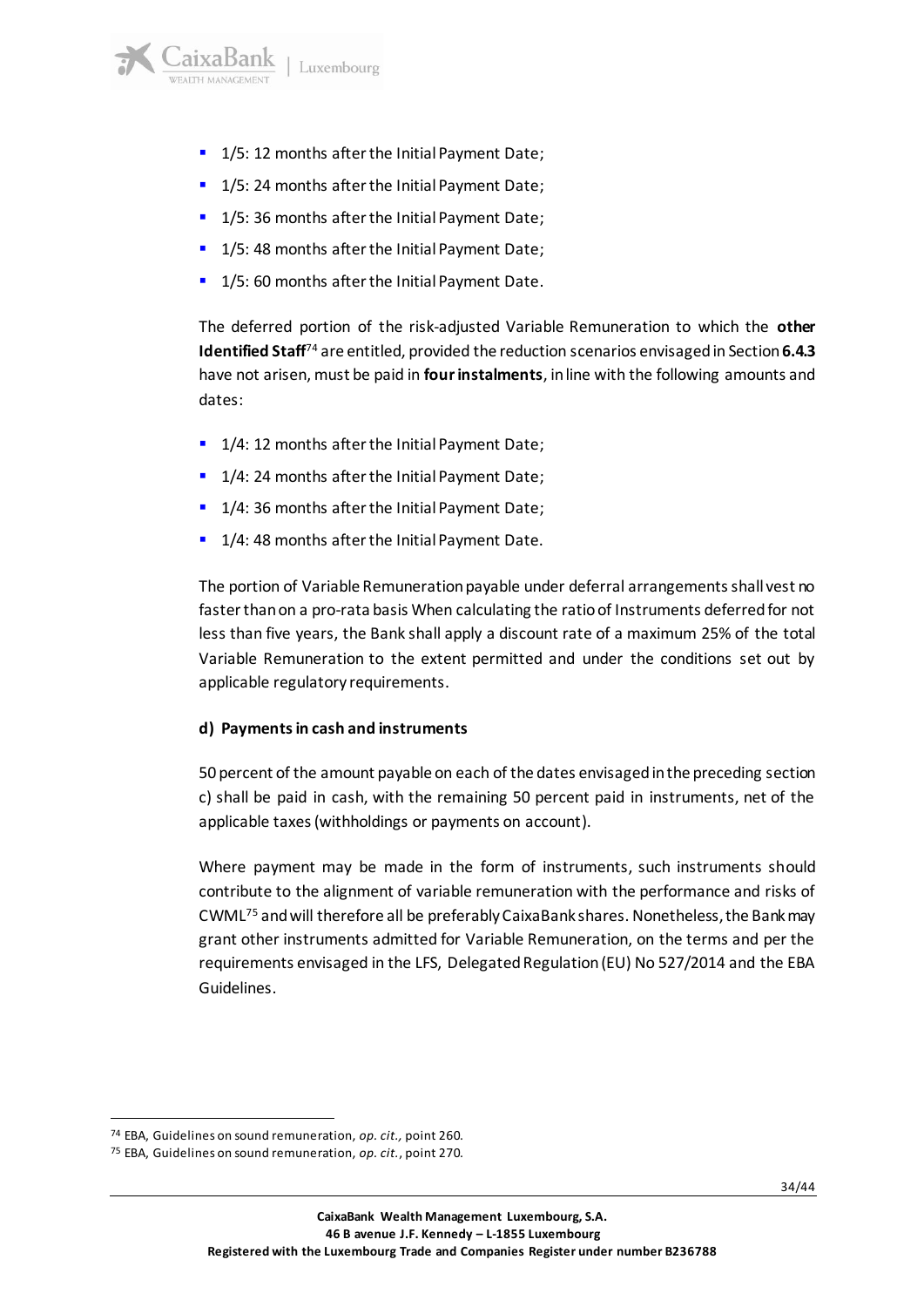- 1/5: 12 months after the Initial Payment Date;
- 1/5: 24 months after the Initial Payment Date;
- 1/5: 36 months after the Initial Payment Date;
- 1/5: 48 months after the Initial Payment Date;
- 1/5: 60 months after the Initial Payment Date.

The deferred portion of the risk-adjusted Variable Remuneration to which the **other Identified Staff**[74] are entitled, provided the reduction scenarios envisaged in Section **6.4.3** have not arisen, must be paid in **four instalments**, in line with the following amounts and dates:

- 1/4: 12 months after the Initial Payment Date;
- 1/4: 24 months after the Initial Payment Date;
- 1/4: 36 months after the Initial Payment Date;
- 1/4: 48 months after the Initial Payment Date.

The portion of Variable Remuneration payable under deferral arrangements shall vest no faster than on a pro-rata basis When calculating the ratio of Instruments deferred for not less than five years, the Bank shall apply a discount rate of a maximum 25% of the total Variable Remuneration to the extent permitted and under the conditions set out by applicable regulatory requirements.

**d) Payments in cash and instruments**

50 percent of the amount payable on each of the dates envisaged in the preceding section c) shall be paid in cash, with the remaining 50 percent paid in instruments, net of the applicable taxes (withholdings or payments on account).

Where payment may be made in the form of instruments, such instruments should contribute to the alignment of variable remuneration with the performance and risks of CWML[75] and will therefore all be preferably CaixaBank shares. Nonetheless, the Bank may grant other instruments admitted for Variable Remuneration, on the terms and per the requirements envisaged in the LFS, Delegated Regulation (EU) No 527/2014 and the EBA Guidelines.

---

[74] EBA, Guidelines on sound remuneration, *op. cit.,* point 260.

[75] EBA, Guidelines on sound remuneration, *op. cit.*, point 270.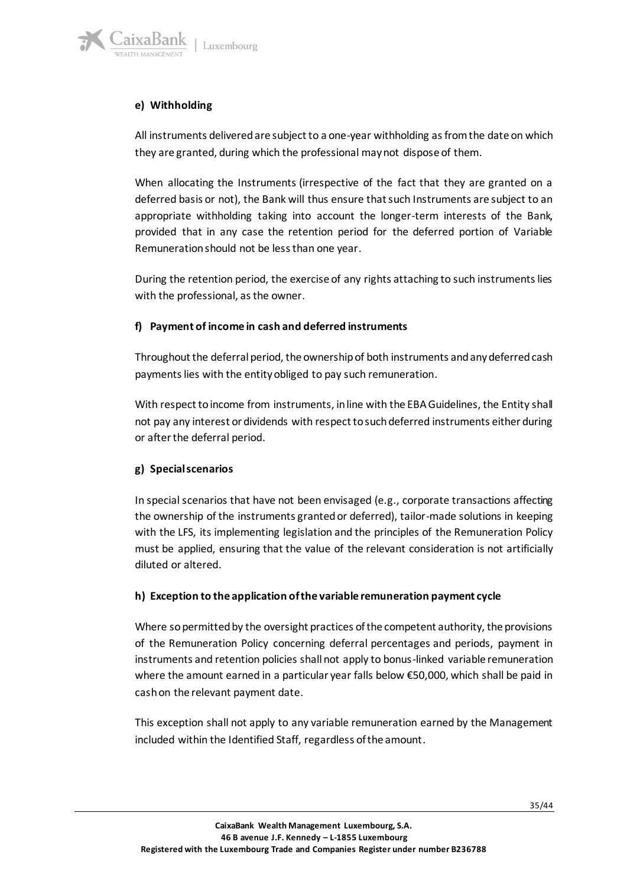#### e) Withholding

All instruments delivered are subject to a one-year withholding as from the date on which they are granted, during which the professional may not dispose of them.

When allocating the Instruments (irrespective of the fact that they are granted on a deferred basis or not), the Bank will thus ensure that such Instruments are subject to an appropriate withholding taking into account the longer-term interests of the Bank, provided that in any case the retention period for the deferred portion of Variable Remuneration should not be less than one year.

During the retention period, the exercise of any rights attaching to such instruments lies with the professional, as the owner.

#### f) Payment of income in cash and deferred instruments

Throughout the deferral period, the ownership of both instruments and any deferred cash payments lies with the entity obliged to pay such remuneration.

With respect to income from instruments, in line with the EBA Guidelines, the Entity shall not pay any interest or dividends with respect to such deferred instruments either during or after the deferral period.

#### g) Special scenarios

In special scenarios that have not been envisaged (e.g., corporate transactions affecting the ownership of the instruments granted or deferred), tailor-made solutions in keeping with the LFS, its implementing legislation and the principles of the Remuneration Policy must be applied, ensuring that the value of the relevant consideration is not artificially diluted or altered.

#### h) Exception to the application of the variable remuneration payment cycle

Where so permitted by the oversight practices of the competent authority, the provisions of the Remuneration Policy concerning deferral percentages and periods, payment in instruments and retention policies shall not apply to bonus-linked variable remuneration where the amount earned in a particular year falls below €50,000, which shall be paid in cash on the relevant payment date.

This exception shall not apply to any variable remuneration earned by the Management included within the Identified Staff, regardless of the amount.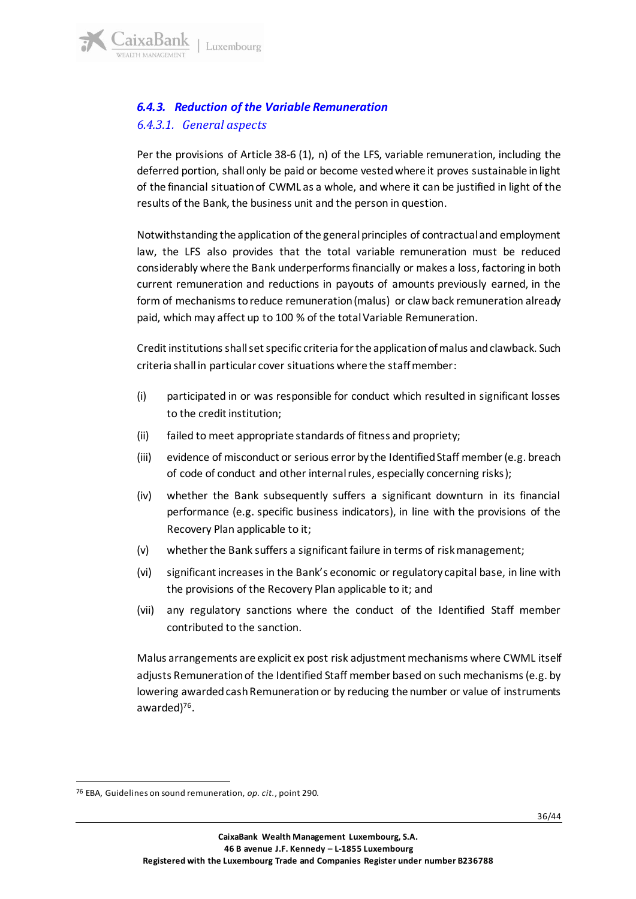### *6.4.3. Reduction of the Variable Remuneration*

#### *6.4.3.1. General aspects*

Per the provisions of Article 38-6 (1), n) of the LFS, variable remuneration, including the deferred portion, shall only be paid or become vested where it proves sustainable in light of the financial situation of CWML as a whole, and where it can be justified in light of the results of the Bank, the business unit and the person in question.

Notwithstanding the application of the general principles of contractual and employment law, the LFS also provides that the total variable remuneration must be reduced considerably where the Bank underperforms financially or makes a loss, factoring in both current remuneration and reductions in payouts of amounts previously earned, in the form of mechanisms to reduce remuneration (malus) or claw back remuneration already paid, which may affect up to 100 % of the total Variable Remuneration.

Credit institutions shall set specific criteria for the application of malus and clawback. Such criteria shall in particular cover situations where the staff member:

(i) participated in or was responsible for conduct which resulted in significant losses to the credit institution;

(ii) failed to meet appropriate standards of fitness and propriety;

(iii) evidence of misconduct or serious error by the Identified Staff member (e.g. breach of code of conduct and other internal rules, especially concerning risks);

(iv) whether the Bank subsequently suffers a significant downturn in its financial performance (e.g. specific business indicators), in line with the provisions of the Recovery Plan applicable to it;

(v) whether the Bank suffers a significant failure in terms of risk management;

(vi) significant increases in the Bank's economic or regulatory capital base, in line with the provisions of the Recovery Plan applicable to it; and

(vii) any regulatory sanctions where the conduct of the Identified Staff member contributed to the sanction.

Malus arrangements are explicit ex post risk adjustment mechanisms where CWML itself adjusts Remuneration of the Identified Staff member based on such mechanisms (e.g. by lowering awarded cash Remuneration or by reducing the number or value of instruments awarded)[76].

---

[76] EBA, Guidelines on sound remuneration, *op. cit.*, point 290.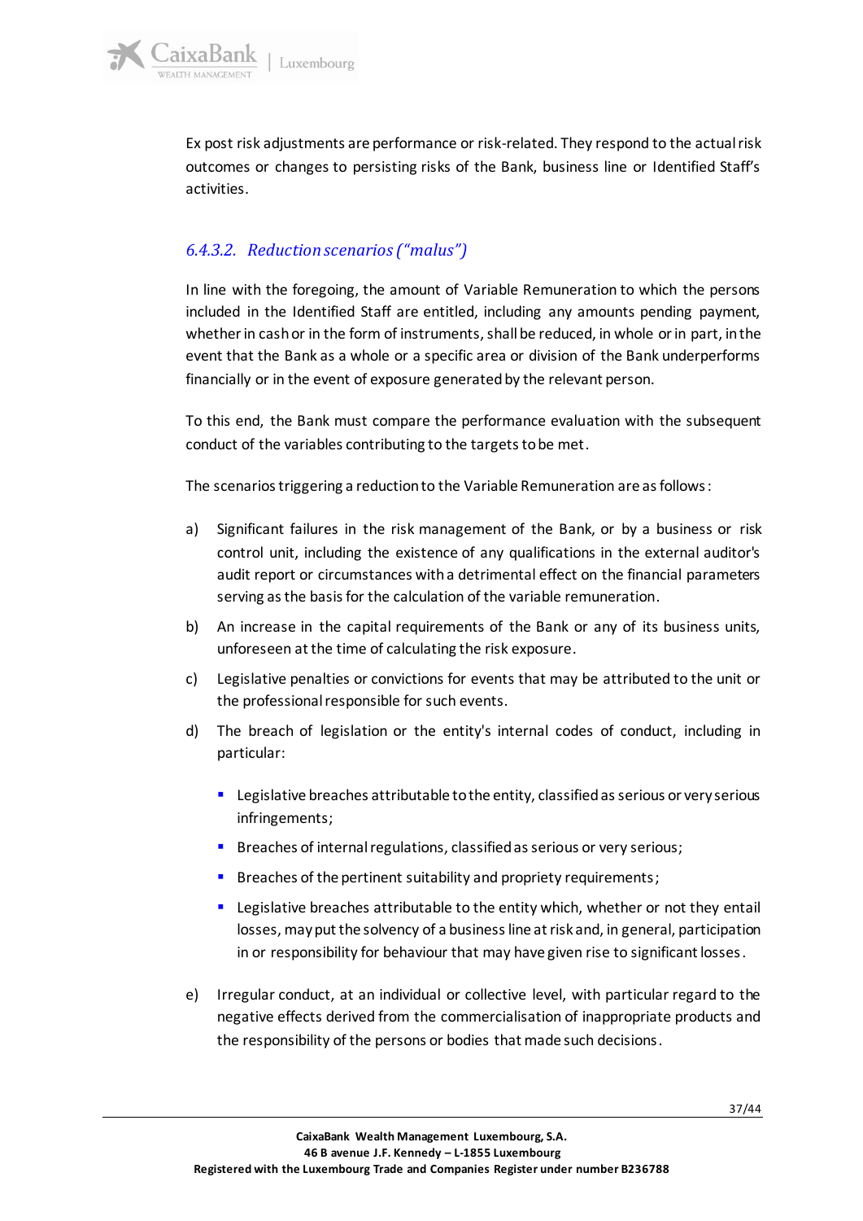Ex post risk adjustments are performance or risk-related. They respond to the actual risk outcomes or changes to persisting risks of the Bank, business line or Identified Staff's activities.

#### *6.4.3.2. Reduction scenarios ("malus")*

In line with the foregoing, the amount of Variable Remuneration to which the persons included in the Identified Staff are entitled, including any amounts pending payment, whether in cash or in the form of instruments, shall be reduced, in whole or in part, in the event that the Bank as a whole or a specific area or division of the Bank underperforms financially or in the event of exposure generated by the relevant person.

To this end, the Bank must compare the performance evaluation with the subsequent conduct of the variables contributing to the targets to be met.

The scenarios triggering a reduction to the Variable Remuneration are as follows:

a) Significant failures in the risk management of the Bank, or by a business or risk control unit, including the existence of any qualifications in the external auditor's audit report or circumstances with a detrimental effect on the financial parameters serving as the basis for the calculation of the variable remuneration.

b) An increase in the capital requirements of the Bank or any of its business units, unforeseen at the time of calculating the risk exposure.

c) Legislative penalties or convictions for events that may be attributed to the unit or the professional responsible for such events.

d) The breach of legislation or the entity's internal codes of conduct, including in particular:

   - Legislative breaches attributable to the entity, classified as serious or very serious infringements;
   - Breaches of internal regulations, classified as serious or very serious;
   - Breaches of the pertinent suitability and propriety requirements;
   - Legislative breaches attributable to the entity which, whether or not they entail losses, may put the solvency of a business line at risk and, in general, participation in or responsibility for behaviour that may have given rise to significant losses.

e) Irregular conduct, at an individual or collective level, with particular regard to the negative effects derived from the commercialisation of inappropriate products and the responsibility of the persons or bodies that made such decisions.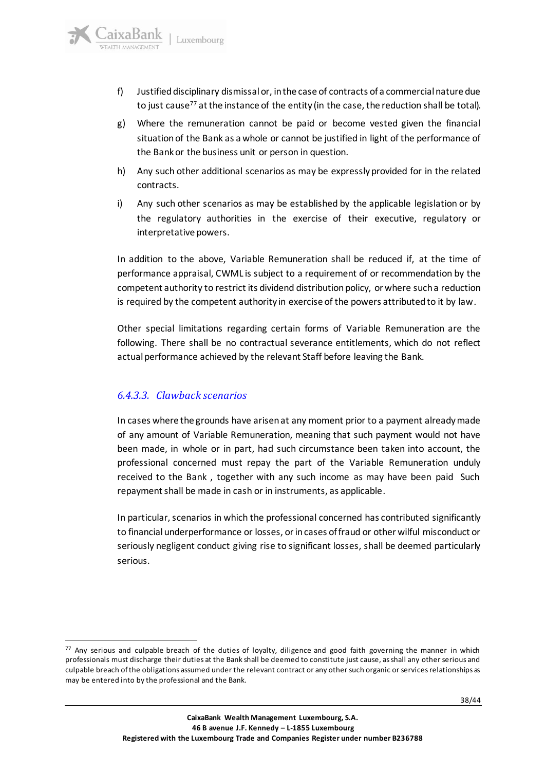f) Justified disciplinary dismissal or, in the case of contracts of a commercial nature due to just cause[77] at the instance of the entity (in the case, the reduction shall be total).

g) Where the remuneration cannot be paid or become vested given the financial situation of the Bank as a whole or cannot be justified in light of the performance of the Bank or the business unit or person in question.

h) Any such other additional scenarios as may be expressly provided for in the related contracts.

i) Any such other scenarios as may be established by the applicable legislation or by the regulatory authorities in the exercise of their executive, regulatory or interpretative powers.

In addition to the above, Variable Remuneration shall be reduced if, at the time of performance appraisal, CWML is subject to a requirement of or recommendation by the competent authority to restrict its dividend distribution policy, or where such a reduction is required by the competent authority in exercise of the powers attributed to it by law.

Other special limitations regarding certain forms of Variable Remuneration are the following. There shall be no contractual severance entitlements, which do not reflect actual performance achieved by the relevant Staff before leaving the Bank.

### *6.4.3.3. Clawback scenarios*

In cases where the grounds have arisen at any moment prior to a payment already made of any amount of Variable Remuneration, meaning that such payment would not have been made, in whole or in part, had such circumstance been taken into account, the professional concerned must repay the part of the Variable Remuneration unduly received to the Bank , together with any such income as may have been paid Such repayment shall be made in cash or in instruments, as applicable.

In particular, scenarios in which the professional concerned has contributed significantly to financial underperformance or losses, or in cases of fraud or other wilful misconduct or seriously negligent conduct giving rise to significant losses, shall be deemed particularly serious.

---

[77] Any serious and culpable breach of the duties of loyalty, diligence and good faith governing the manner in which professionals must discharge their duties at the Bank shall be deemed to constitute just cause, as shall any other serious and culpable breach of the obligations assumed under the relevant contract or any other such organic or services relationships as may be entered into by the professional and the Bank.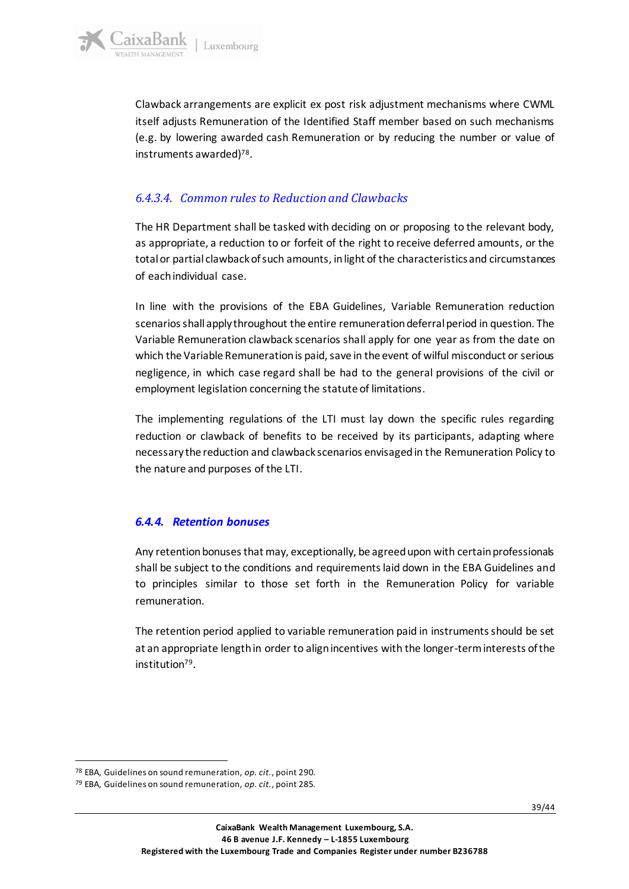Clawback arrangements are explicit ex post risk adjustment mechanisms where CWML itself adjusts Remuneration of the Identified Staff member based on such mechanisms (e.g. by lowering awarded cash Remuneration or by reducing the number or value of instruments awarded)[78].

#### *6.4.3.4. Common rules to Reduction and Clawbacks*

The HR Department shall be tasked with deciding on or proposing to the relevant body, as appropriate, a reduction to or forfeit of the right to receive deferred amounts, or the total or partial clawback of such amounts, in light of the characteristics and circumstances of each individual case.

In line with the provisions of the EBA Guidelines, Variable Remuneration reduction scenarios shall apply throughout the entire remuneration deferral period in question. The Variable Remuneration clawback scenarios shall apply for one year as from the date on which the Variable Remuneration is paid, save in the event of wilful misconduct or serious negligence, in which case regard shall be had to the general provisions of the civil or employment legislation concerning the statute of limitations.

The implementing regulations of the LTI must lay down the specific rules regarding reduction or clawback of benefits to be received by its participants, adapting where necessary the reduction and clawback scenarios envisaged in the Remuneration Policy to the nature and purposes of the LTI.

### ***6.4.4. Retention bonuses***

Any retention bonuses that may, exceptionally, be agreed upon with certain professionals shall be subject to the conditions and requirements laid down in the EBA Guidelines and to principles similar to those set forth in the Remuneration Policy for variable remuneration.

The retention period applied to variable remuneration paid in instruments should be set at an appropriate length in order to align incentives with the longer-term interests of the institution[79].

---

[78] EBA, Guidelines on sound remuneration, *op. cit.*, point 290.

[79] EBA, Guidelines on sound remuneration, *op. cit.*, point 285.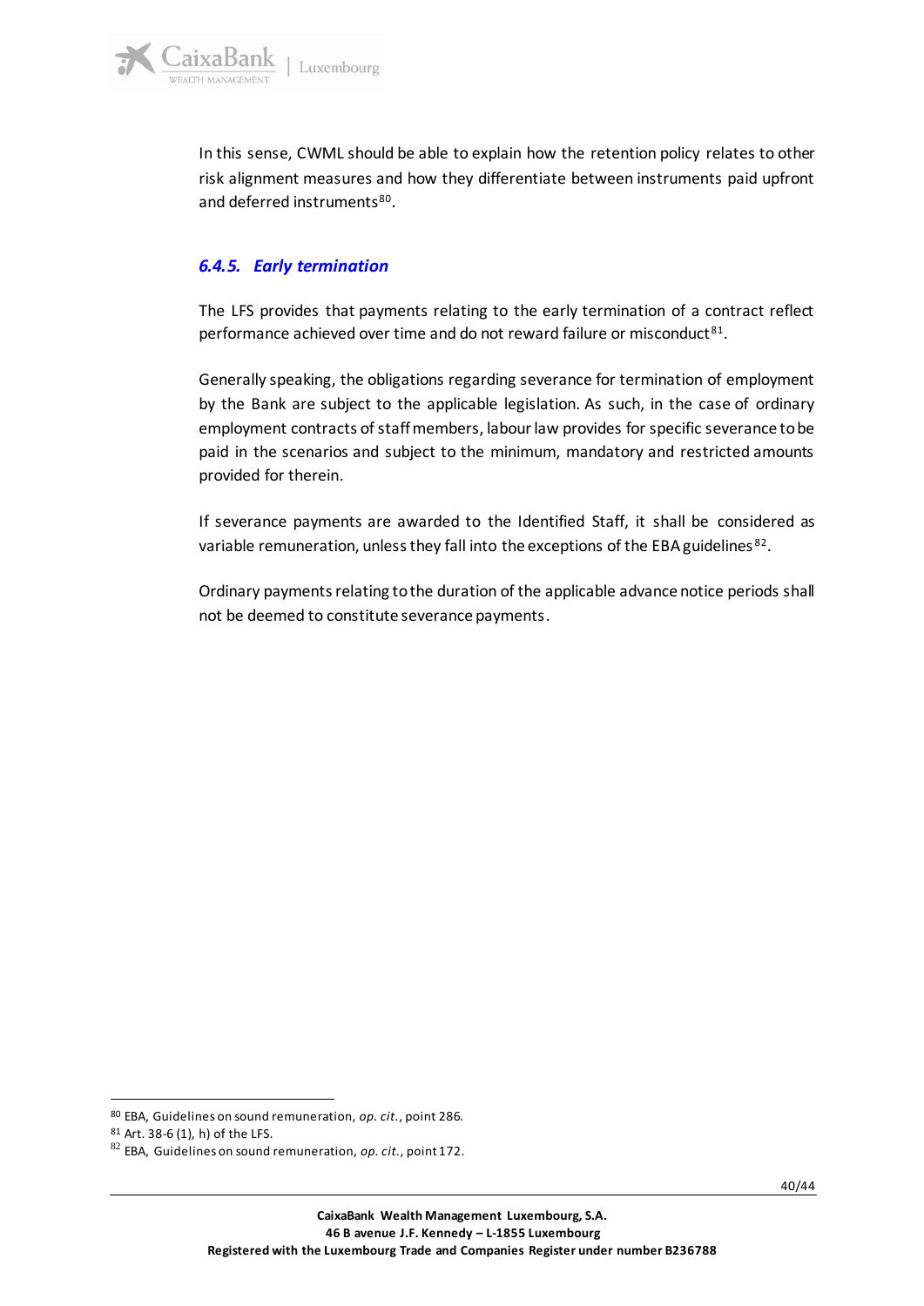In this sense, CWML should be able to explain how the retention policy relates to other risk alignment measures and how they differentiate between instruments paid upfront and deferred instruments[80].

### *6.4.5. Early termination*

The LFS provides that payments relating to the early termination of a contract reflect performance achieved over time and do not reward failure or misconduct[81].

Generally speaking, the obligations regarding severance for termination of employment by the Bank are subject to the applicable legislation. As such, in the case of ordinary employment contracts of staff members, labour law provides for specific severance to be paid in the scenarios and subject to the minimum, mandatory and restricted amounts provided for therein.

If severance payments are awarded to the Identified Staff, it shall be considered as variable remuneration, unless they fall into the exceptions of the EBA guidelines[82].

Ordinary payments relating to the duration of the applicable advance notice periods shall not be deemed to constitute severance payments.

---

[80] EBA, Guidelines on sound remuneration, *op. cit.*, point 286.
[81] Art. 38-6 (1), h) of the LFS.
[82] EBA, Guidelines on sound remuneration, *op. cit.*, point 172.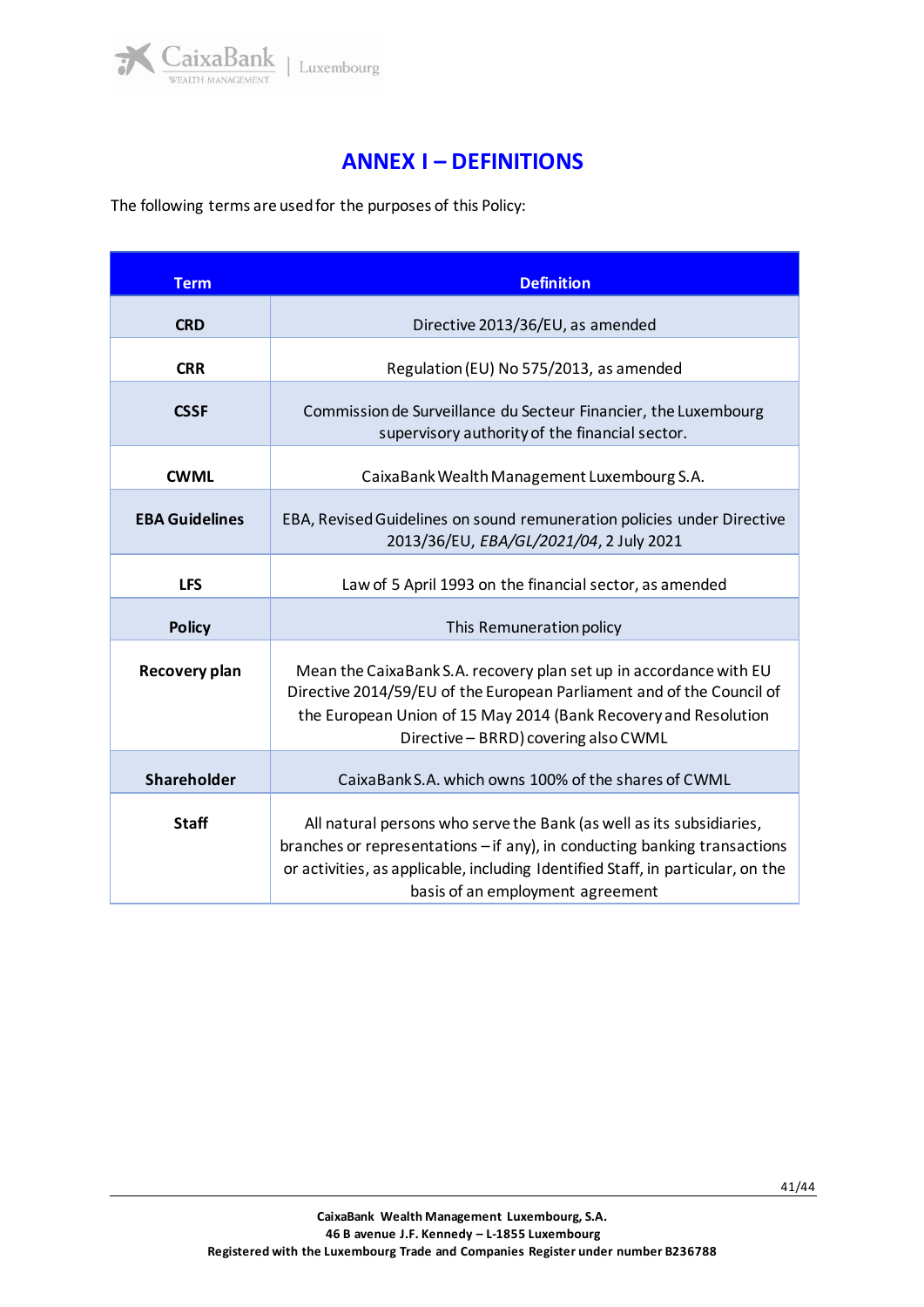# ANNEX I – DEFINITIONS

The following terms are used for the purposes of this Policy:

| Term | Definition |
| --- | --- |
| **CRD** | Directive 2013/36/EU, as amended |
| **CRR** | Regulation (EU) No 575/2013, as amended |
| **CSSF** | Commission de Surveillance du Secteur Financier, the Luxembourg supervisory authority of the financial sector. |
| **CWML** | CaixaBank Wealth Management Luxembourg S.A. |
| **EBA Guidelines** | EBA, Revised Guidelines on sound remuneration policies under Directive 2013/36/EU, *EBA/GL/2021/04*, 2 July 2021 |
| **LFS** | Law of 5 April 1993 on the financial sector, as amended |
| **Policy** | This Remuneration policy |
| **Recovery plan** | Mean the CaixaBank S.A. recovery plan set up in accordance with EU Directive 2014/59/EU of the European Parliament and of the Council of the European Union of 15 May 2014 (Bank Recovery and Resolution Directive – BRRD) covering also CWML |
| **Shareholder** | CaixaBank S.A. which owns 100% of the shares of CWML |
| **Staff** | All natural persons who serve the Bank (as well as its subsidiaries, branches or representations – if any), in conducting banking transactions or activities, as applicable, including Identified Staff, in particular, on the basis of an employment agreement |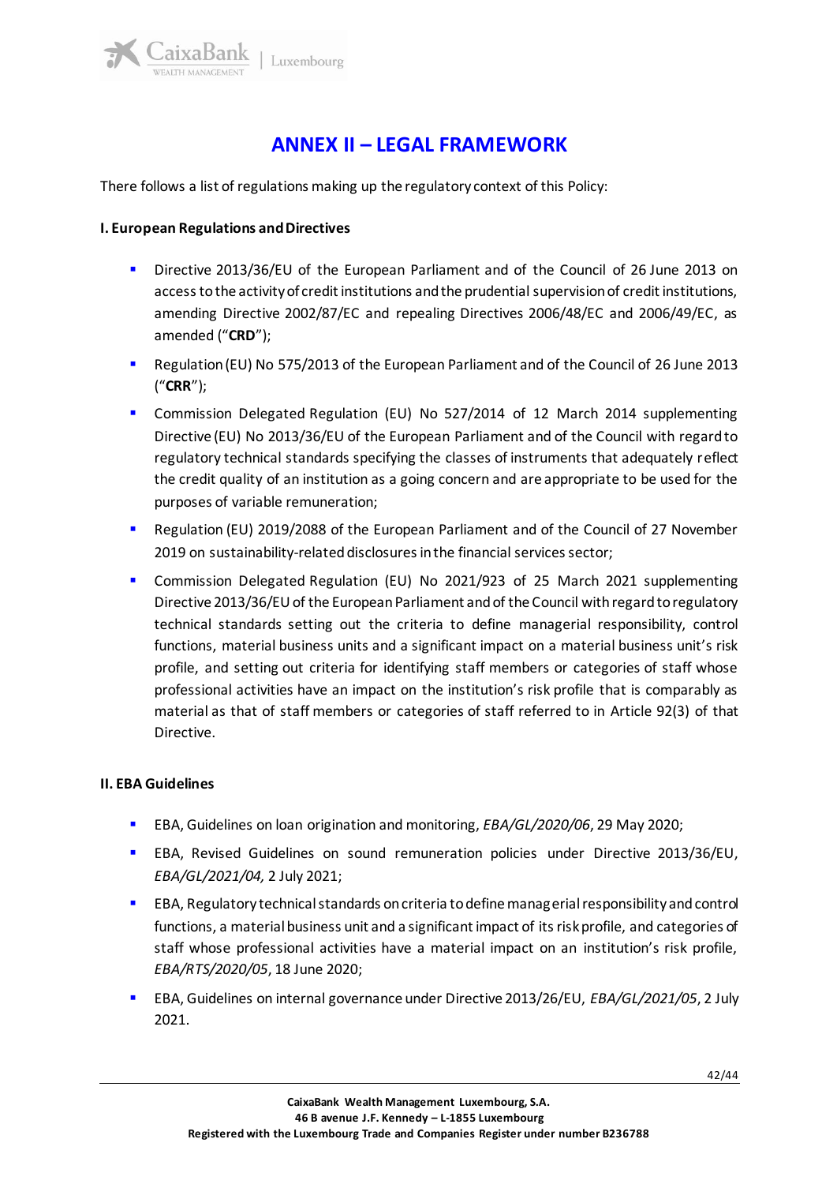# ANNEX II – LEGAL FRAMEWORK

There follows a list of regulations making up the regulatory context of this Policy:

**I. European Regulations and Directives**

- Directive 2013/36/EU of the European Parliament and of the Council of 26 June 2013 on access to the activity of credit institutions and the prudential supervision of credit institutions, amending Directive 2002/87/EC and repealing Directives 2006/48/EC and 2006/49/EC, as amended ("**CRD**");
- Regulation (EU) No 575/2013 of the European Parliament and of the Council of 26 June 2013 ("**CRR**");
- Commission Delegated Regulation (EU) No 527/2014 of 12 March 2014 supplementing Directive (EU) No 2013/36/EU of the European Parliament and of the Council with regard to regulatory technical standards specifying the classes of instruments that adequately reflect the credit quality of an institution as a going concern and are appropriate to be used for the purposes of variable remuneration;
- Regulation (EU) 2019/2088 of the European Parliament and of the Council of 27 November 2019 on sustainability-related disclosures in the financial services sector;
- Commission Delegated Regulation (EU) No 2021/923 of 25 March 2021 supplementing Directive 2013/36/EU of the European Parliament and of the Council with regard to regulatory technical standards setting out the criteria to define managerial responsibility, control functions, material business units and a significant impact on a material business unit's risk profile, and setting out criteria for identifying staff members or categories of staff whose professional activities have an impact on the institution's risk profile that is comparably as material as that of staff members or categories of staff referred to in Article 92(3) of that Directive.

**II. EBA Guidelines**

- EBA, Guidelines on loan origination and monitoring, *EBA/GL/2020/06*, 29 May 2020;
- EBA, Revised Guidelines on sound remuneration policies under Directive 2013/36/EU, *EBA/GL/2021/04,* 2 July 2021;
- EBA, Regulatory technical standards on criteria to define managerial responsibility and control functions, a material business unit and a significant impact of its risk profile, and categories of staff whose professional activities have a material impact on an institution's risk profile, *EBA/RTS/2020/05*, 18 June 2020;
- EBA, Guidelines on internal governance under Directive 2013/26/EU, *EBA/GL/2021/05*, 2 July 2021.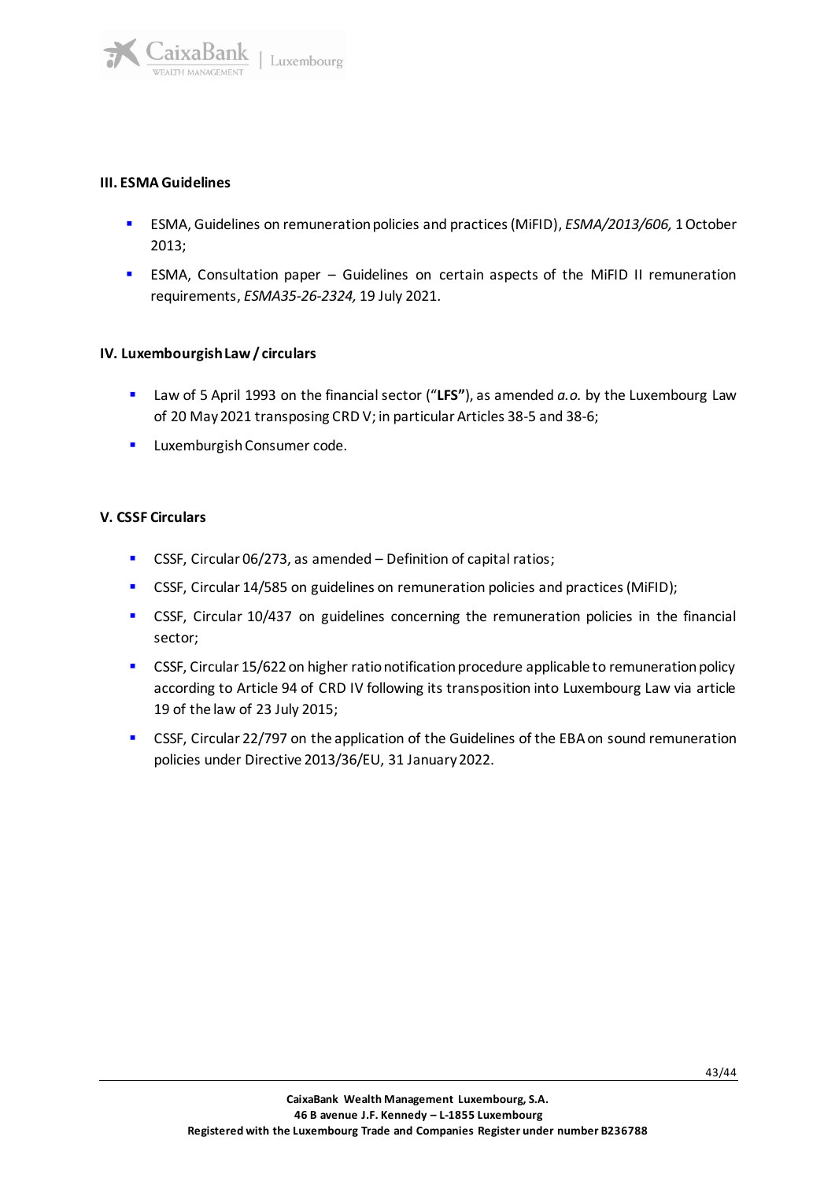### III. ESMA Guidelines

- ESMA, Guidelines on remuneration policies and practices (MiFID), *ESMA/2013/606,* 1 October 2013;
- ESMA, Consultation paper – Guidelines on certain aspects of the MiFID II remuneration requirements, *ESMA35-26-2324,* 19 July 2021.

### IV. Luxembourgish Law / circulars

- Law of 5 April 1993 on the financial sector ("**LFS"**), as amended *a.o.* by the Luxembourg Law of 20 May 2021 transposing CRD V; in particular Articles 38-5 and 38-6;
- Luxemburgish Consumer code.

### V. CSSF Circulars

- CSSF, Circular 06/273, as amended – Definition of capital ratios;
- CSSF, Circular 14/585 on guidelines on remuneration policies and practices (MiFID);
- CSSF, Circular 10/437 on guidelines concerning the remuneration policies in the financial sector;
- CSSF, Circular 15/622 on higher ratio notification procedure applicable to remuneration policy according to Article 94 of CRD IV following its transposition into Luxembourg Law via article 19 of the law of 23 July 2015;
- CSSF, Circular 22/797 on the application of the Guidelines of the EBA on sound remuneration policies under Directive 2013/36/EU, 31 January 2022.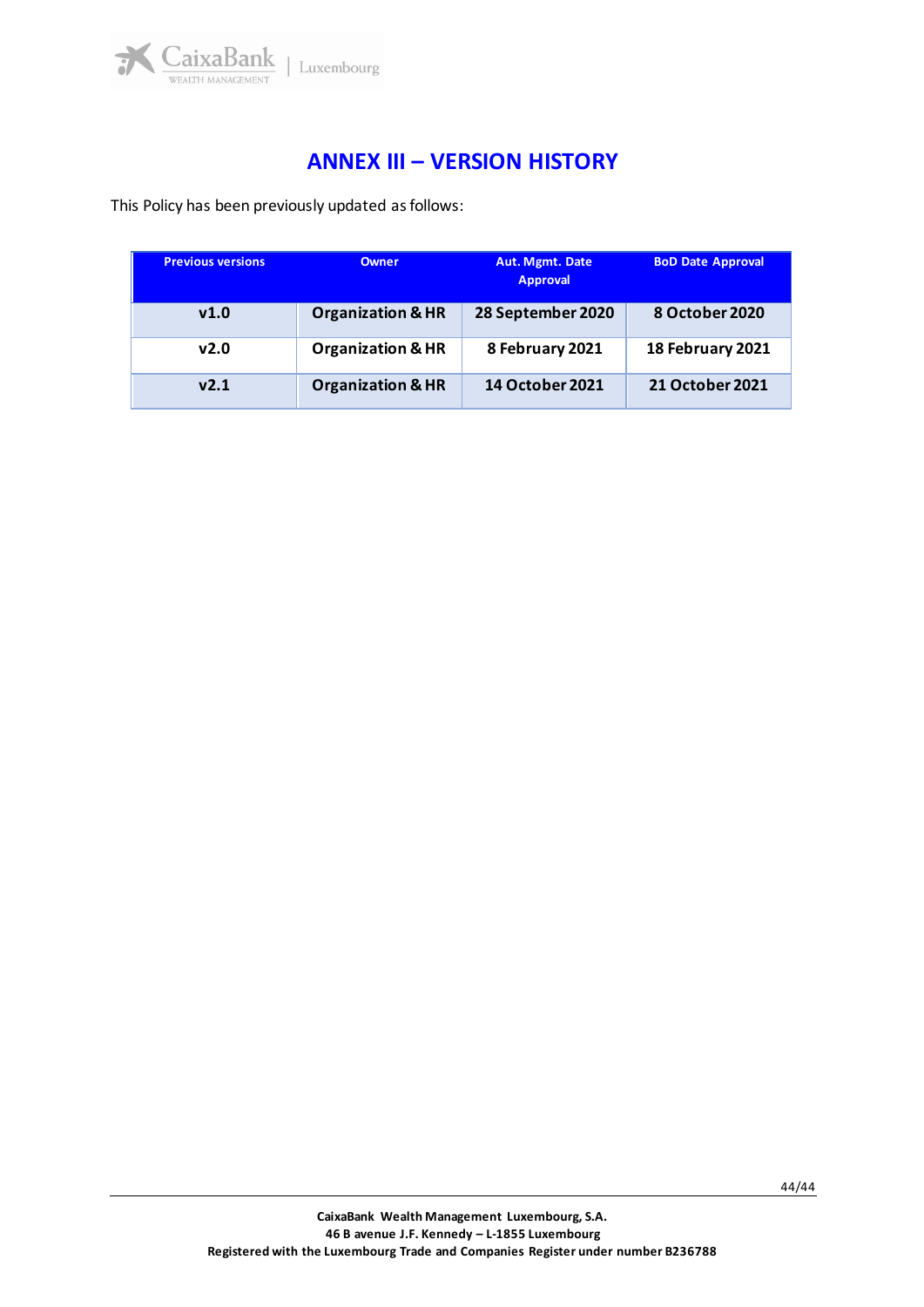# ANNEX III – VERSION HISTORY

This Policy has been previously updated as follows:

| Previous versions | Owner | Aut. Mgmt. Date Approval | BoD Date Approval |
|---|---|---|---|
| v1.0 | Organization & HR | 28 September 2020 | 8 October 2020 |
| v2.0 | Organization & HR | 8 February 2021 | 18 February 2021 |
| v2.1 | Organization & HR | 14 October 2021 | 21 October 2021 |